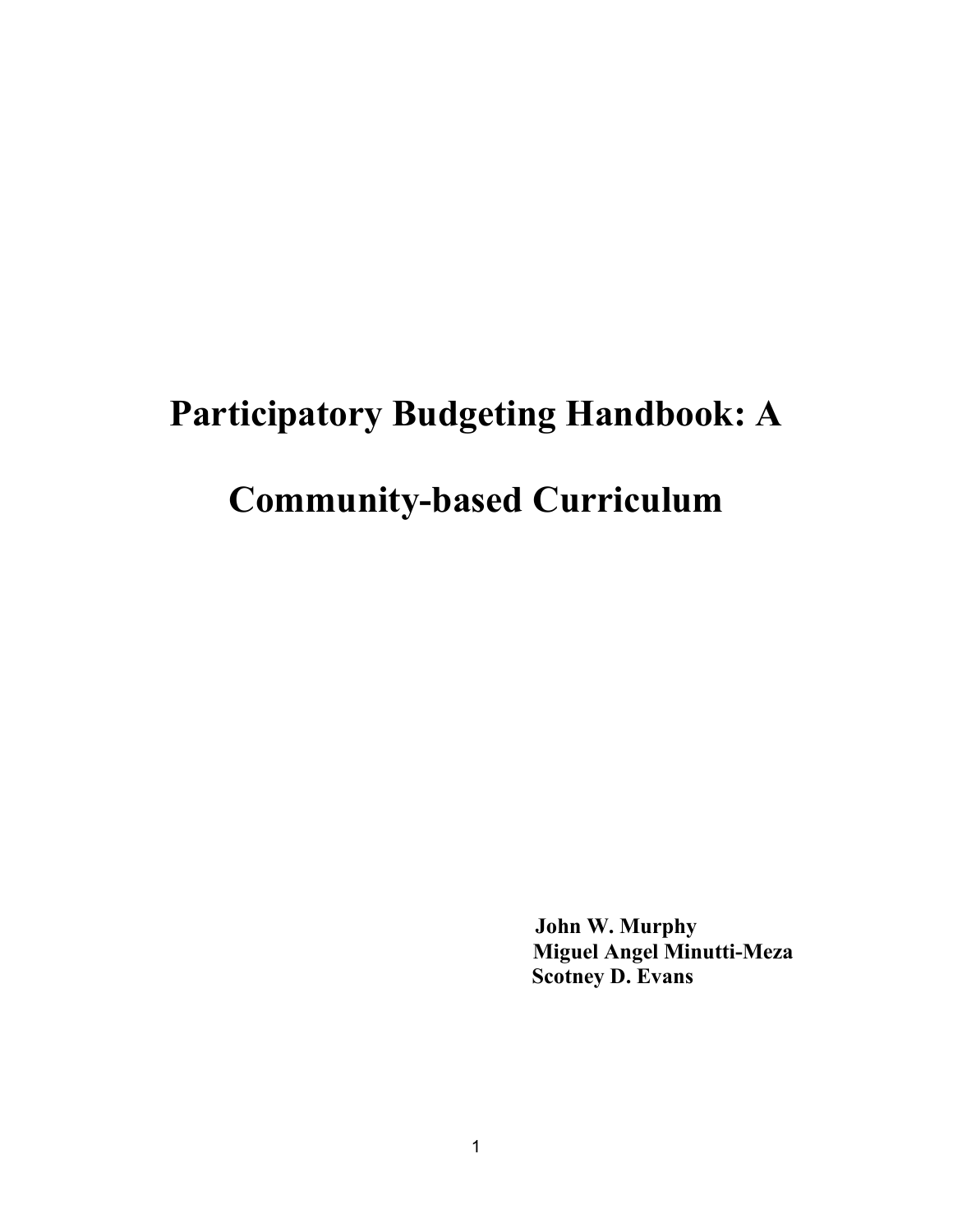# Participatory Budgeting Handbook: A Community-based Curriculum

**John W. Murphy**
**Miguel Angel Minutti-Meza**
**Scotney D. Evans**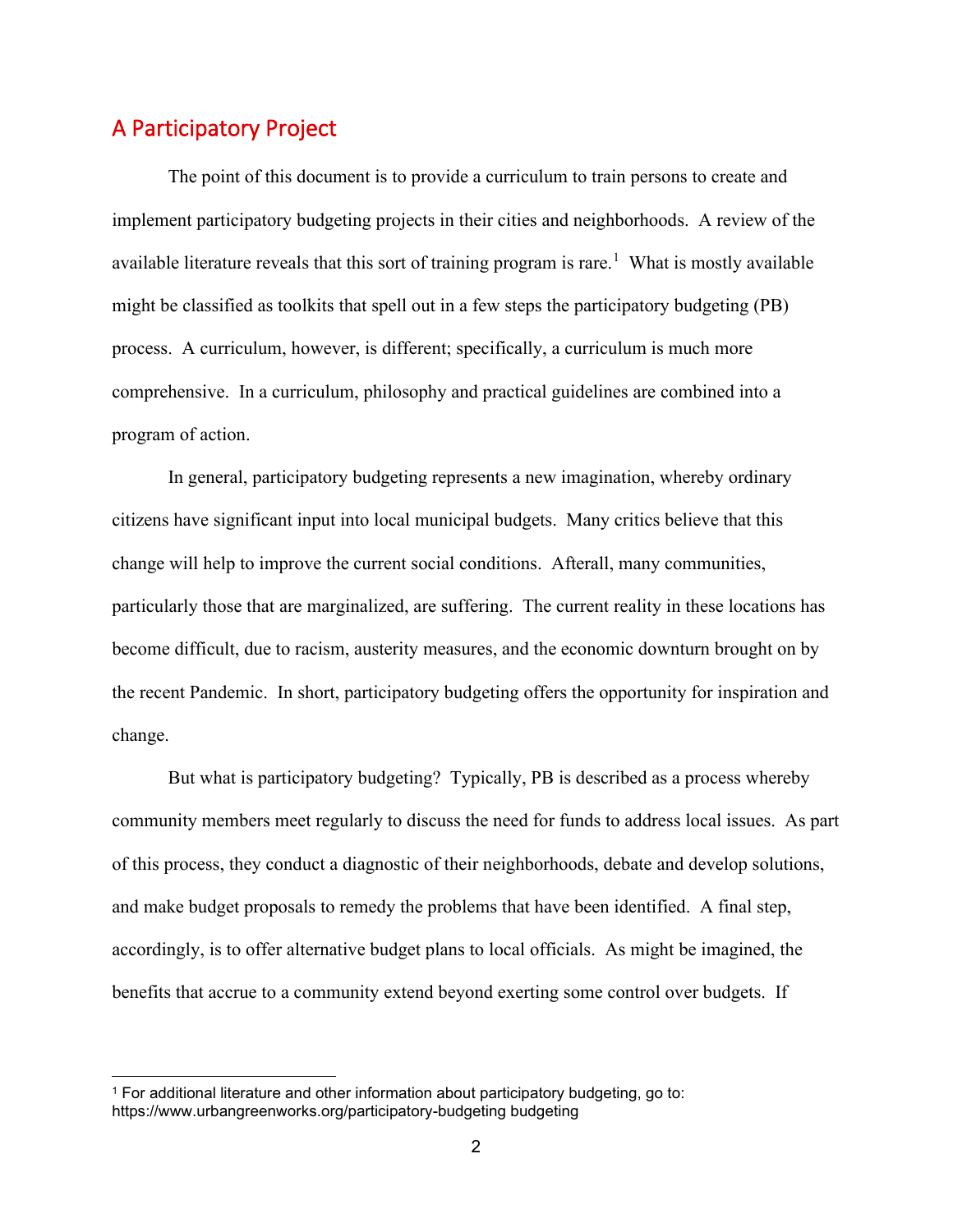## A Participatory Project

The point of this document is to provide a curriculum to train persons to create and implement participatory budgeting projects in their cities and neighborhoods. A review of the available literature reveals that this sort of training program is rare.[1] What is mostly available might be classified as toolkits that spell out in a few steps the participatory budgeting (PB) process. A curriculum, however, is different; specifically, a curriculum is much more comprehensive. In a curriculum, philosophy and practical guidelines are combined into a program of action.

In general, participatory budgeting represents a new imagination, whereby ordinary citizens have significant input into local municipal budgets. Many critics believe that this change will help to improve the current social conditions. Afterall, many communities, particularly those that are marginalized, are suffering. The current reality in these locations has become difficult, due to racism, austerity measures, and the economic downturn brought on by the recent Pandemic. In short, participatory budgeting offers the opportunity for inspiration and change.

But what is participatory budgeting? Typically, PB is described as a process whereby community members meet regularly to discuss the need for funds to address local issues. As part of this process, they conduct a diagnostic of their neighborhoods, debate and develop solutions, and make budget proposals to remedy the problems that have been identified. A final step, accordingly, is to offer alternative budget plans to local officials. As might be imagined, the benefits that accrue to a community extend beyond exerting some control over budgets. If

---

[1] For additional literature and other information about participatory budgeting, go to: https://www.urbangreenworks.org/participatory-budgeting budgeting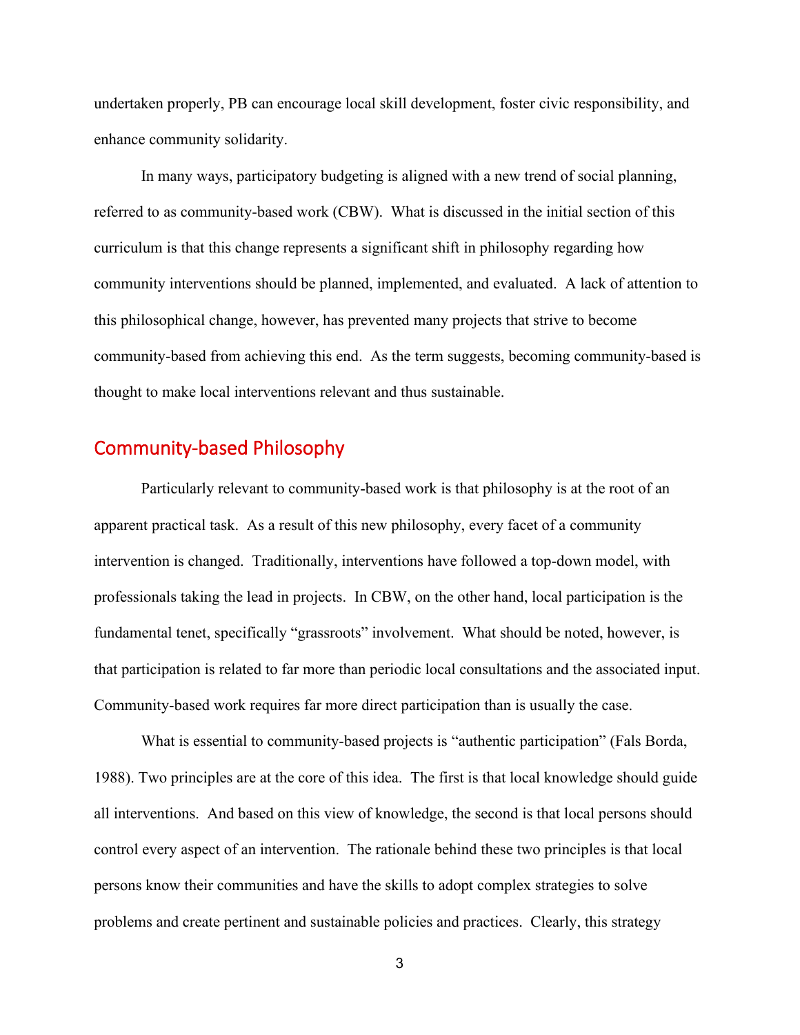undertaken properly, PB can encourage local skill development, foster civic responsibility, and enhance community solidarity.

In many ways, participatory budgeting is aligned with a new trend of social planning, referred to as community-based work (CBW). What is discussed in the initial section of this curriculum is that this change represents a significant shift in philosophy regarding how community interventions should be planned, implemented, and evaluated. A lack of attention to this philosophical change, however, has prevented many projects that strive to become community-based from achieving this end. As the term suggests, becoming community-based is thought to make local interventions relevant and thus sustainable.

## Community-based Philosophy

Particularly relevant to community-based work is that philosophy is at the root of an apparent practical task. As a result of this new philosophy, every facet of a community intervention is changed. Traditionally, interventions have followed a top-down model, with professionals taking the lead in projects. In CBW, on the other hand, local participation is the fundamental tenet, specifically "grassroots" involvement. What should be noted, however, is that participation is related to far more than periodic local consultations and the associated input. Community-based work requires far more direct participation than is usually the case.

What is essential to community-based projects is "authentic participation" (Fals Borda, 1988). Two principles are at the core of this idea. The first is that local knowledge should guide all interventions. And based on this view of knowledge, the second is that local persons should control every aspect of an intervention. The rationale behind these two principles is that local persons know their communities and have the skills to adopt complex strategies to solve problems and create pertinent and sustainable policies and practices. Clearly, this strategy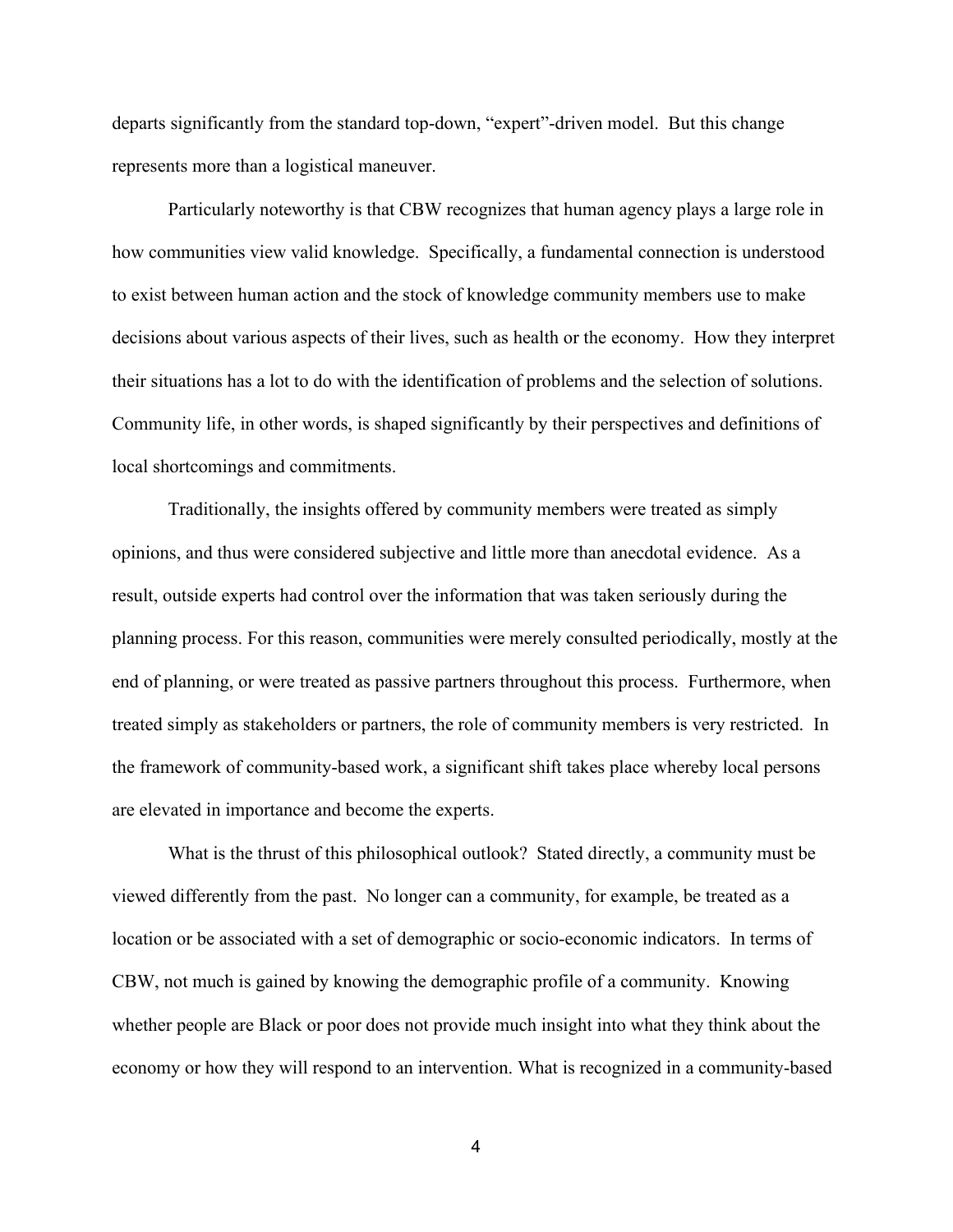departs significantly from the standard top-down, "expert"-driven model. But this change represents more than a logistical maneuver.

Particularly noteworthy is that CBW recognizes that human agency plays a large role in how communities view valid knowledge. Specifically, a fundamental connection is understood to exist between human action and the stock of knowledge community members use to make decisions about various aspects of their lives, such as health or the economy. How they interpret their situations has a lot to do with the identification of problems and the selection of solutions. Community life, in other words, is shaped significantly by their perspectives and definitions of local shortcomings and commitments.

Traditionally, the insights offered by community members were treated as simply opinions, and thus were considered subjective and little more than anecdotal evidence. As a result, outside experts had control over the information that was taken seriously during the planning process. For this reason, communities were merely consulted periodically, mostly at the end of planning, or were treated as passive partners throughout this process. Furthermore, when treated simply as stakeholders or partners, the role of community members is very restricted. In the framework of community-based work, a significant shift takes place whereby local persons are elevated in importance and become the experts.

What is the thrust of this philosophical outlook? Stated directly, a community must be viewed differently from the past. No longer can a community, for example, be treated as a location or be associated with a set of demographic or socio-economic indicators. In terms of CBW, not much is gained by knowing the demographic profile of a community. Knowing whether people are Black or poor does not provide much insight into what they think about the economy or how they will respond to an intervention. What is recognized in a community-based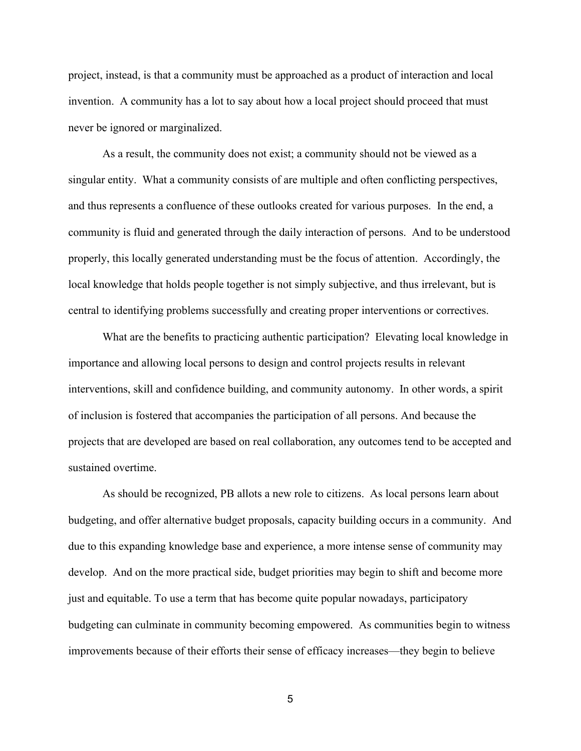project, instead, is that a community must be approached as a product of interaction and local invention. A community has a lot to say about how a local project should proceed that must never be ignored or marginalized.

As a result, the community does not exist; a community should not be viewed as a singular entity. What a community consists of are multiple and often conflicting perspectives, and thus represents a confluence of these outlooks created for various purposes. In the end, a community is fluid and generated through the daily interaction of persons. And to be understood properly, this locally generated understanding must be the focus of attention. Accordingly, the local knowledge that holds people together is not simply subjective, and thus irrelevant, but is central to identifying problems successfully and creating proper interventions or correctives.

What are the benefits to practicing authentic participation? Elevating local knowledge in importance and allowing local persons to design and control projects results in relevant interventions, skill and confidence building, and community autonomy. In other words, a spirit of inclusion is fostered that accompanies the participation of all persons. And because the projects that are developed are based on real collaboration, any outcomes tend to be accepted and sustained overtime.

As should be recognized, PB allots a new role to citizens. As local persons learn about budgeting, and offer alternative budget proposals, capacity building occurs in a community. And due to this expanding knowledge base and experience, a more intense sense of community may develop. And on the more practical side, budget priorities may begin to shift and become more just and equitable. To use a term that has become quite popular nowadays, participatory budgeting can culminate in community becoming empowered. As communities begin to witness improvements because of their efforts their sense of efficacy increases—they begin to believe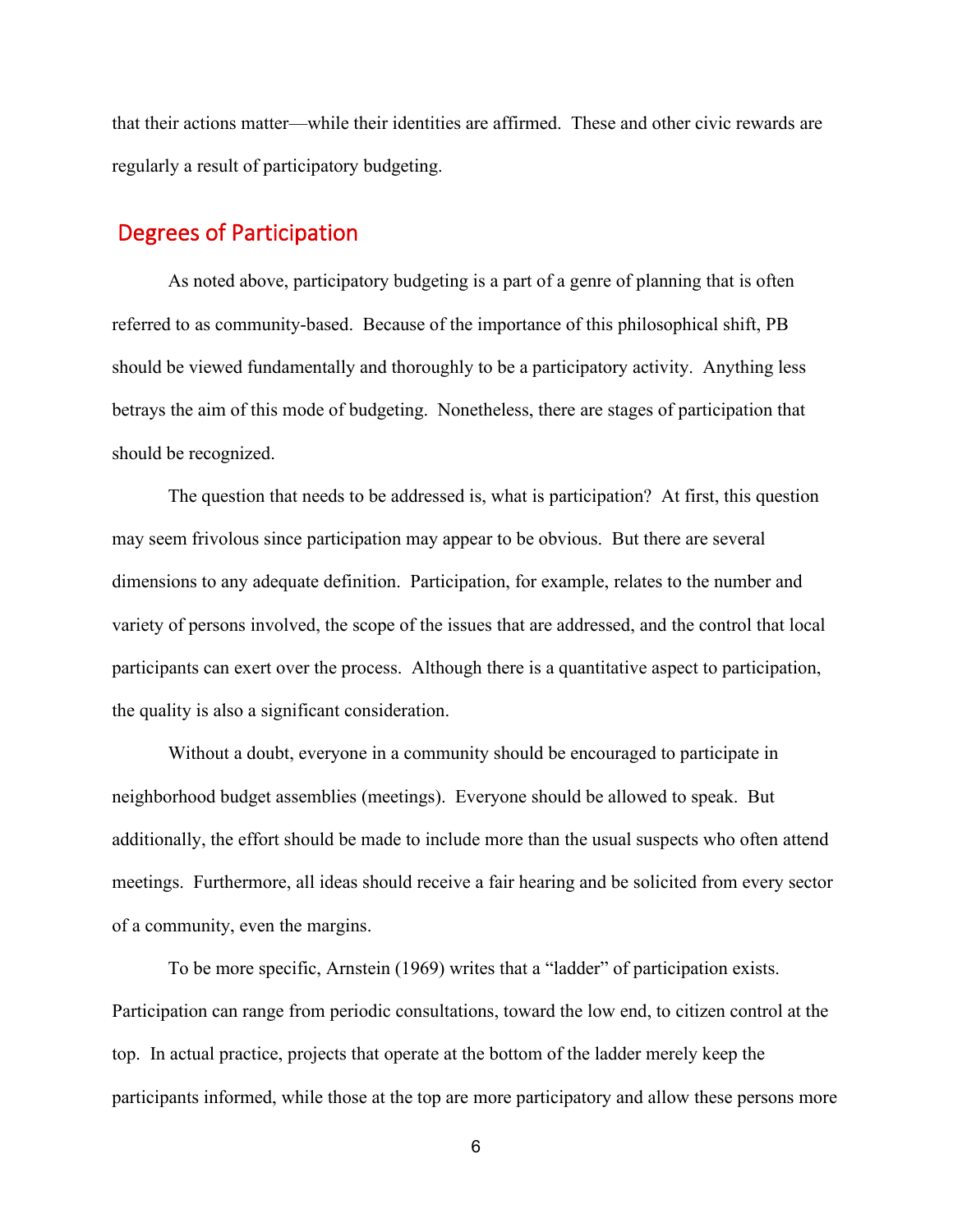that their actions matter—while their identities are affirmed. These and other civic rewards are regularly a result of participatory budgeting.

## Degrees of Participation

As noted above, participatory budgeting is a part of a genre of planning that is often referred to as community-based. Because of the importance of this philosophical shift, PB should be viewed fundamentally and thoroughly to be a participatory activity. Anything less betrays the aim of this mode of budgeting. Nonetheless, there are stages of participation that should be recognized.

The question that needs to be addressed is, what is participation? At first, this question may seem frivolous since participation may appear to be obvious. But there are several dimensions to any adequate definition. Participation, for example, relates to the number and variety of persons involved, the scope of the issues that are addressed, and the control that local participants can exert over the process. Although there is a quantitative aspect to participation, the quality is also a significant consideration.

Without a doubt, everyone in a community should be encouraged to participate in neighborhood budget assemblies (meetings). Everyone should be allowed to speak. But additionally, the effort should be made to include more than the usual suspects who often attend meetings. Furthermore, all ideas should receive a fair hearing and be solicited from every sector of a community, even the margins.

To be more specific, Arnstein (1969) writes that a "ladder" of participation exists. Participation can range from periodic consultations, toward the low end, to citizen control at the top. In actual practice, projects that operate at the bottom of the ladder merely keep the participants informed, while those at the top are more participatory and allow these persons more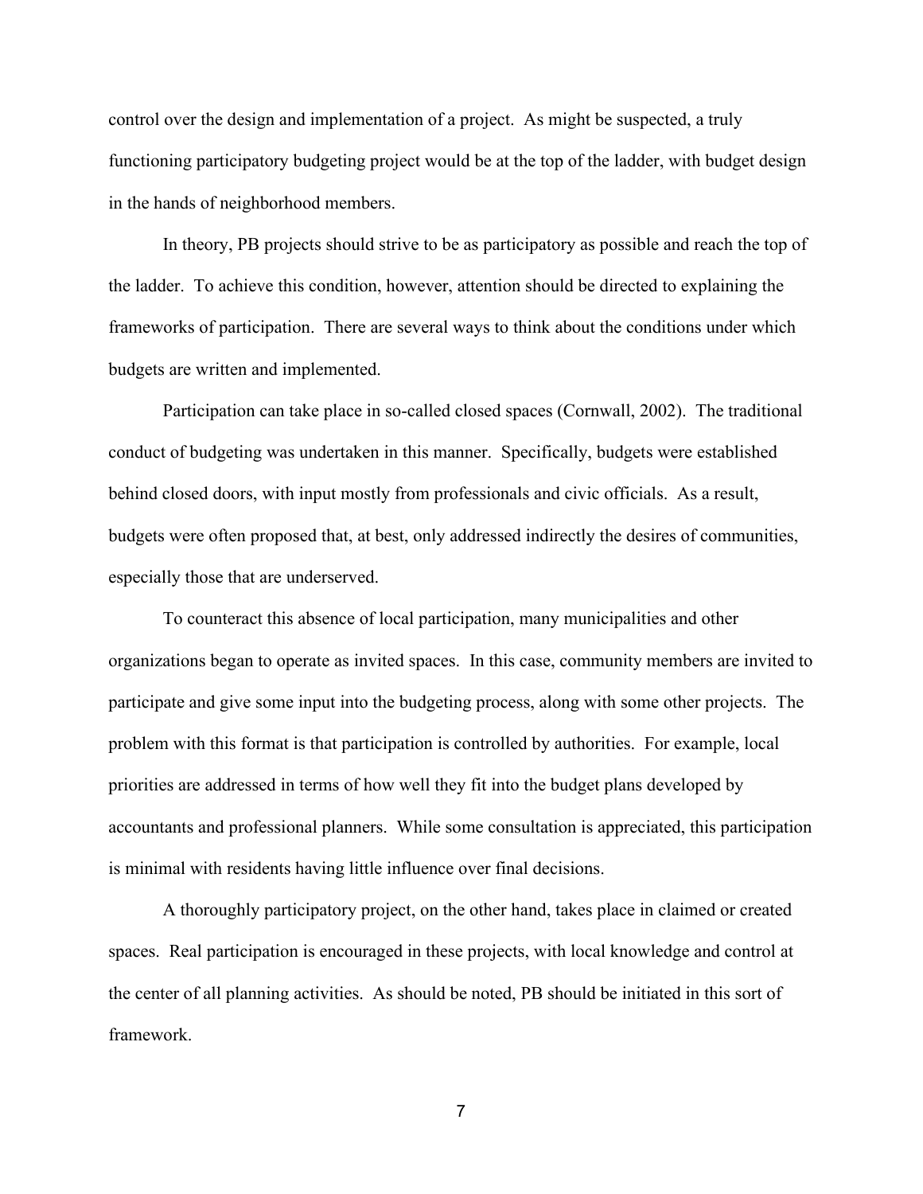control over the design and implementation of a project. As might be suspected, a truly functioning participatory budgeting project would be at the top of the ladder, with budget design in the hands of neighborhood members.

In theory, PB projects should strive to be as participatory as possible and reach the top of the ladder. To achieve this condition, however, attention should be directed to explaining the frameworks of participation. There are several ways to think about the conditions under which budgets are written and implemented.

Participation can take place in so-called closed spaces (Cornwall, 2002). The traditional conduct of budgeting was undertaken in this manner. Specifically, budgets were established behind closed doors, with input mostly from professionals and civic officials. As a result, budgets were often proposed that, at best, only addressed indirectly the desires of communities, especially those that are underserved.

To counteract this absence of local participation, many municipalities and other organizations began to operate as invited spaces. In this case, community members are invited to participate and give some input into the budgeting process, along with some other projects. The problem with this format is that participation is controlled by authorities. For example, local priorities are addressed in terms of how well they fit into the budget plans developed by accountants and professional planners. While some consultation is appreciated, this participation is minimal with residents having little influence over final decisions.

A thoroughly participatory project, on the other hand, takes place in claimed or created spaces. Real participation is encouraged in these projects, with local knowledge and control at the center of all planning activities. As should be noted, PB should be initiated in this sort of framework.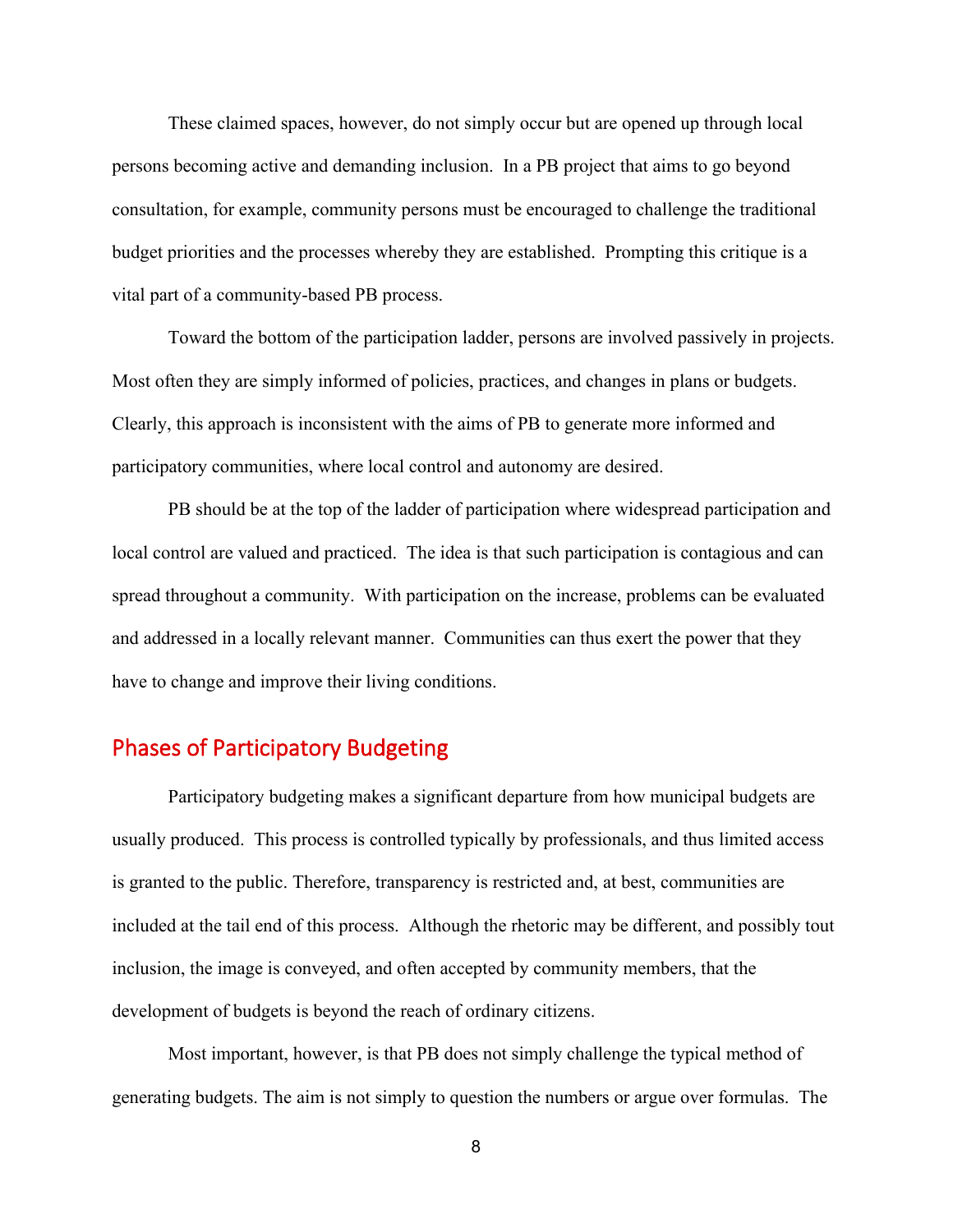These claimed spaces, however, do not simply occur but are opened up through local persons becoming active and demanding inclusion. In a PB project that aims to go beyond consultation, for example, community persons must be encouraged to challenge the traditional budget priorities and the processes whereby they are established. Prompting this critique is a vital part of a community-based PB process.

Toward the bottom of the participation ladder, persons are involved passively in projects. Most often they are simply informed of policies, practices, and changes in plans or budgets. Clearly, this approach is inconsistent with the aims of PB to generate more informed and participatory communities, where local control and autonomy are desired.

PB should be at the top of the ladder of participation where widespread participation and local control are valued and practiced. The idea is that such participation is contagious and can spread throughout a community. With participation on the increase, problems can be evaluated and addressed in a locally relevant manner. Communities can thus exert the power that they have to change and improve their living conditions.

## Phases of Participatory Budgeting

Participatory budgeting makes a significant departure from how municipal budgets are usually produced. This process is controlled typically by professionals, and thus limited access is granted to the public. Therefore, transparency is restricted and, at best, communities are included at the tail end of this process. Although the rhetoric may be different, and possibly tout inclusion, the image is conveyed, and often accepted by community members, that the development of budgets is beyond the reach of ordinary citizens.

Most important, however, is that PB does not simply challenge the typical method of generating budgets. The aim is not simply to question the numbers or argue over formulas. The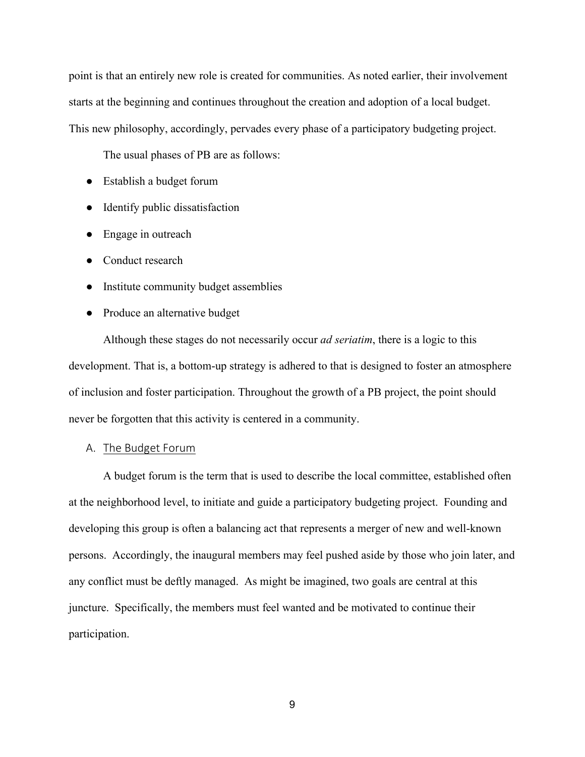point is that an entirely new role is created for communities. As noted earlier, their involvement starts at the beginning and continues throughout the creation and adoption of a local budget. This new philosophy, accordingly, pervades every phase of a participatory budgeting project.

The usual phases of PB are as follows:

- Establish a budget forum
- Identify public dissatisfaction
- Engage in outreach
- Conduct research
- Institute community budget assemblies
- Produce an alternative budget

Although these stages do not necessarily occur *ad seriatim*, there is a logic to this development. That is, a bottom-up strategy is adhered to that is designed to foster an atmosphere of inclusion and foster participation. Throughout the growth of a PB project, the point should never be forgotten that this activity is centered in a community.

## A. The Budget Forum

A budget forum is the term that is used to describe the local committee, established often at the neighborhood level, to initiate and guide a participatory budgeting project. Founding and developing this group is often a balancing act that represents a merger of new and well-known persons. Accordingly, the inaugural members may feel pushed aside by those who join later, and any conflict must be deftly managed. As might be imagined, two goals are central at this juncture. Specifically, the members must feel wanted and be motivated to continue their participation.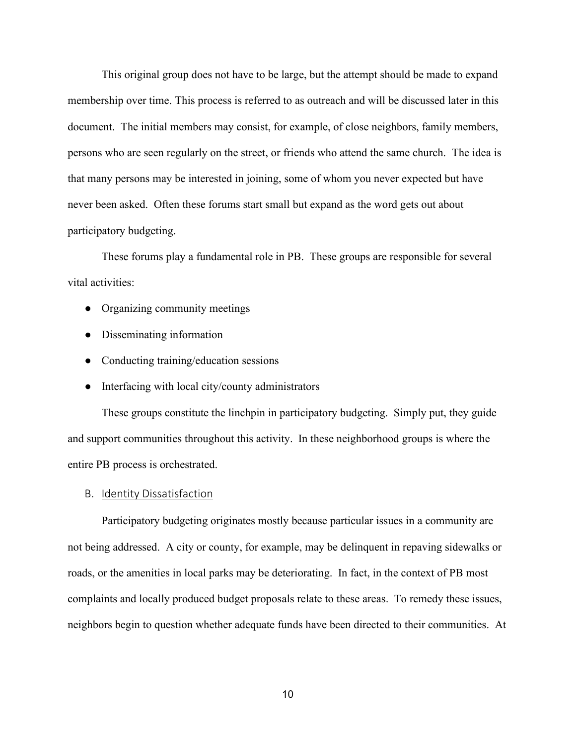This original group does not have to be large, but the attempt should be made to expand membership over time. This process is referred to as outreach and will be discussed later in this document. The initial members may consist, for example, of close neighbors, family members, persons who are seen regularly on the street, or friends who attend the same church. The idea is that many persons may be interested in joining, some of whom you never expected but have never been asked. Often these forums start small but expand as the word gets out about participatory budgeting.

These forums play a fundamental role in PB. These groups are responsible for several vital activities:

- Organizing community meetings
- Disseminating information
- Conducting training/education sessions
- Interfacing with local city/county administrators

These groups constitute the linchpin in participatory budgeting. Simply put, they guide and support communities throughout this activity. In these neighborhood groups is where the entire PB process is orchestrated.

### B. Identity Dissatisfaction

Participatory budgeting originates mostly because particular issues in a community are not being addressed. A city or county, for example, may be delinquent in repaving sidewalks or roads, or the amenities in local parks may be deteriorating. In fact, in the context of PB most complaints and locally produced budget proposals relate to these areas. To remedy these issues, neighbors begin to question whether adequate funds have been directed to their communities. At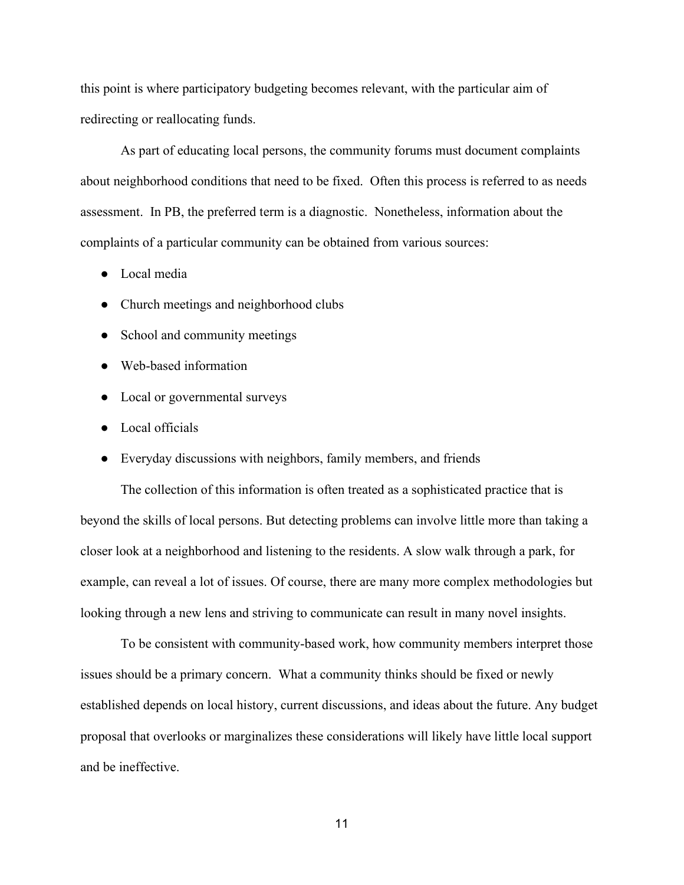this point is where participatory budgeting becomes relevant, with the particular aim of redirecting or reallocating funds.

As part of educating local persons, the community forums must document complaints about neighborhood conditions that need to be fixed. Often this process is referred to as needs assessment. In PB, the preferred term is a diagnostic. Nonetheless, information about the complaints of a particular community can be obtained from various sources:

- Local media
- Church meetings and neighborhood clubs
- School and community meetings
- Web-based information
- Local or governmental surveys
- Local officials
- Everyday discussions with neighbors, family members, and friends

The collection of this information is often treated as a sophisticated practice that is beyond the skills of local persons. But detecting problems can involve little more than taking a closer look at a neighborhood and listening to the residents. A slow walk through a park, for example, can reveal a lot of issues. Of course, there are many more complex methodologies but looking through a new lens and striving to communicate can result in many novel insights.

To be consistent with community-based work, how community members interpret those issues should be a primary concern. What a community thinks should be fixed or newly established depends on local history, current discussions, and ideas about the future. Any budget proposal that overlooks or marginalizes these considerations will likely have little local support and be ineffective.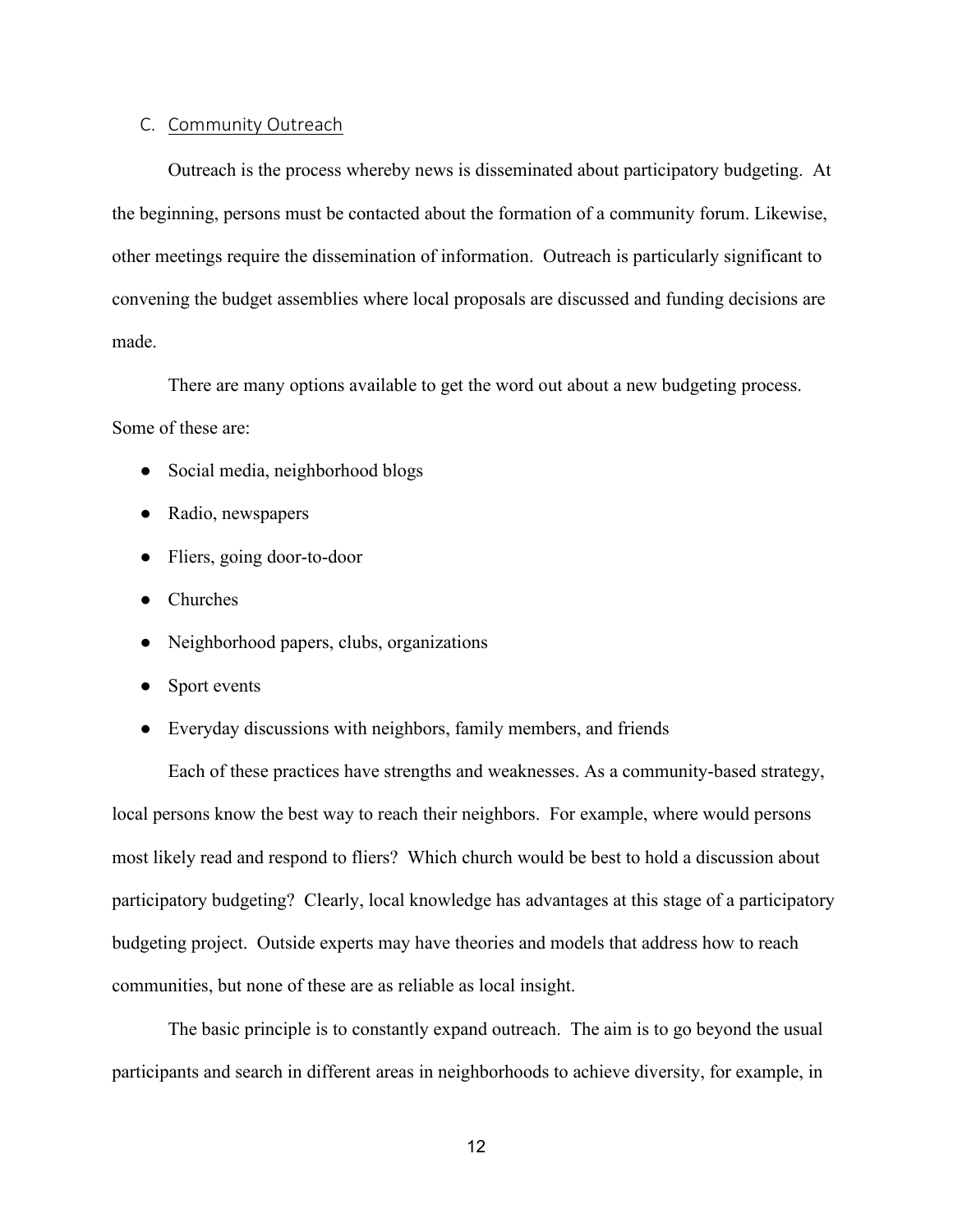### C. Community Outreach

Outreach is the process whereby news is disseminated about participatory budgeting. At the beginning, persons must be contacted about the formation of a community forum. Likewise, other meetings require the dissemination of information. Outreach is particularly significant to convening the budget assemblies where local proposals are discussed and funding decisions are made.

There are many options available to get the word out about a new budgeting process. Some of these are:

- Social media, neighborhood blogs
- Radio, newspapers
- Fliers, going door-to-door
- Churches
- Neighborhood papers, clubs, organizations
- Sport events
- Everyday discussions with neighbors, family members, and friends

Each of these practices have strengths and weaknesses. As a community-based strategy, local persons know the best way to reach their neighbors. For example, where would persons most likely read and respond to fliers? Which church would be best to hold a discussion about participatory budgeting? Clearly, local knowledge has advantages at this stage of a participatory budgeting project. Outside experts may have theories and models that address how to reach communities, but none of these are as reliable as local insight.

The basic principle is to constantly expand outreach. The aim is to go beyond the usual participants and search in different areas in neighborhoods to achieve diversity, for example, in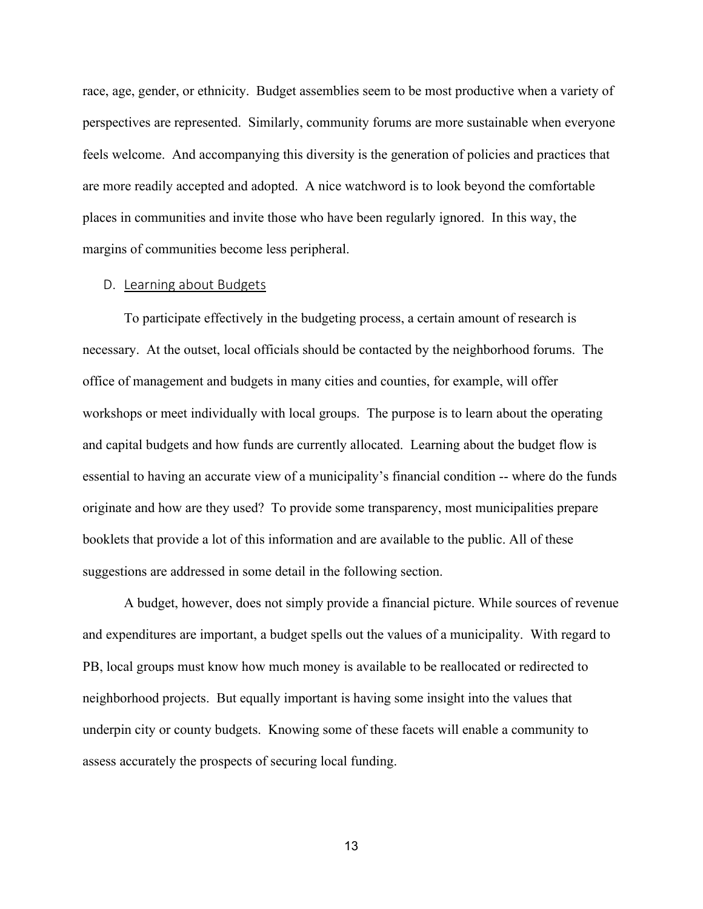race, age, gender, or ethnicity. Budget assemblies seem to be most productive when a variety of perspectives are represented. Similarly, community forums are more sustainable when everyone feels welcome. And accompanying this diversity is the generation of policies and practices that are more readily accepted and adopted. A nice watchword is to look beyond the comfortable places in communities and invite those who have been regularly ignored. In this way, the margins of communities become less peripheral.

### D. Learning about Budgets

To participate effectively in the budgeting process, a certain amount of research is necessary. At the outset, local officials should be contacted by the neighborhood forums. The office of management and budgets in many cities and counties, for example, will offer workshops or meet individually with local groups. The purpose is to learn about the operating and capital budgets and how funds are currently allocated. Learning about the budget flow is essential to having an accurate view of a municipality's financial condition -- where do the funds originate and how are they used? To provide some transparency, most municipalities prepare booklets that provide a lot of this information and are available to the public. All of these suggestions are addressed in some detail in the following section.

A budget, however, does not simply provide a financial picture. While sources of revenue and expenditures are important, a budget spells out the values of a municipality. With regard to PB, local groups must know how much money is available to be reallocated or redirected to neighborhood projects. But equally important is having some insight into the values that underpin city or county budgets. Knowing some of these facets will enable a community to assess accurately the prospects of securing local funding.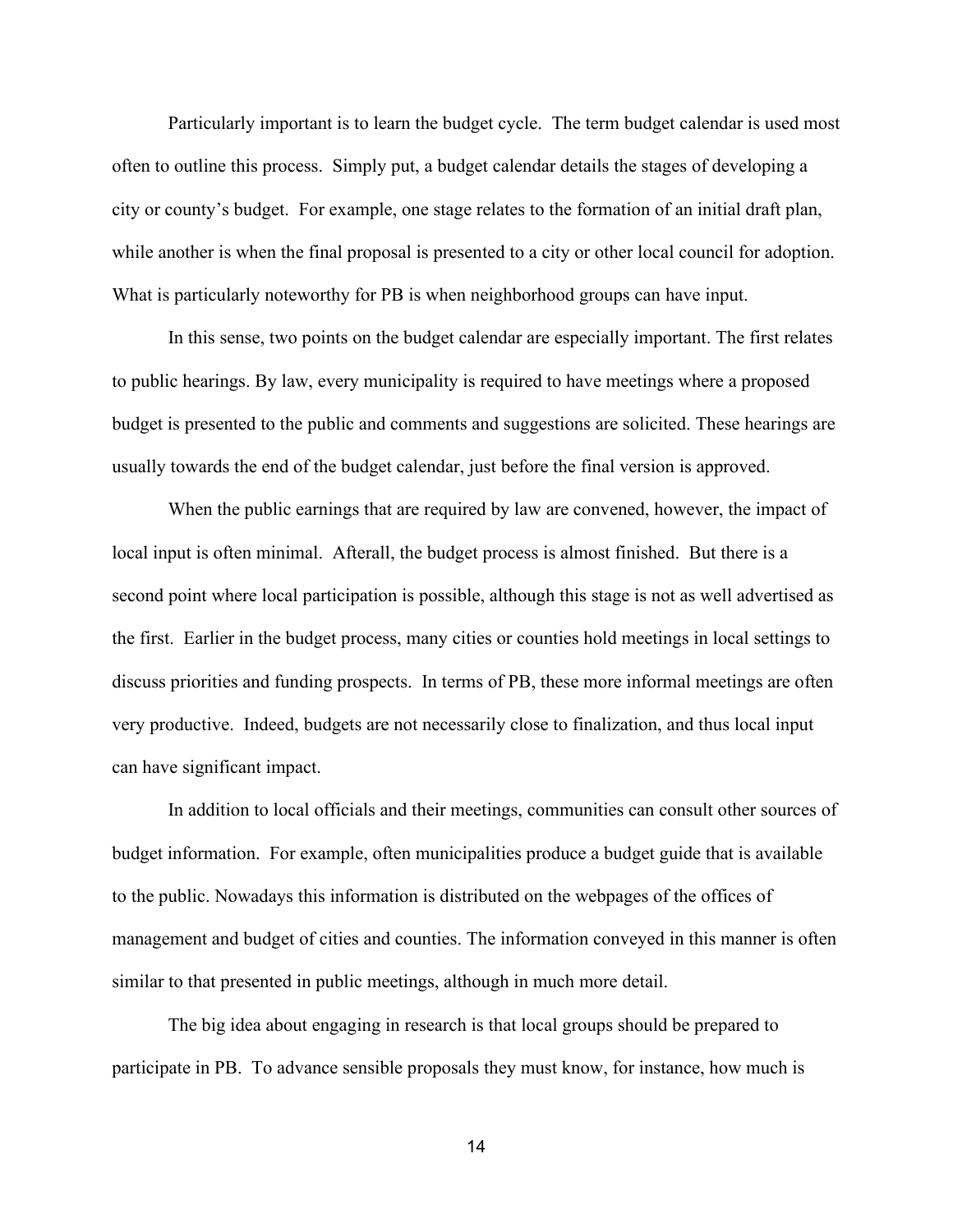Particularly important is to learn the budget cycle. The term budget calendar is used most often to outline this process. Simply put, a budget calendar details the stages of developing a city or county's budget. For example, one stage relates to the formation of an initial draft plan, while another is when the final proposal is presented to a city or other local council for adoption. What is particularly noteworthy for PB is when neighborhood groups can have input.

In this sense, two points on the budget calendar are especially important. The first relates to public hearings. By law, every municipality is required to have meetings where a proposed budget is presented to the public and comments and suggestions are solicited. These hearings are usually towards the end of the budget calendar, just before the final version is approved.

When the public earnings that are required by law are convened, however, the impact of local input is often minimal. Afterall, the budget process is almost finished. But there is a second point where local participation is possible, although this stage is not as well advertised as the first. Earlier in the budget process, many cities or counties hold meetings in local settings to discuss priorities and funding prospects. In terms of PB, these more informal meetings are often very productive. Indeed, budgets are not necessarily close to finalization, and thus local input can have significant impact.

In addition to local officials and their meetings, communities can consult other sources of budget information. For example, often municipalities produce a budget guide that is available to the public. Nowadays this information is distributed on the webpages of the offices of management and budget of cities and counties. The information conveyed in this manner is often similar to that presented in public meetings, although in much more detail.

The big idea about engaging in research is that local groups should be prepared to participate in PB. To advance sensible proposals they must know, for instance, how much is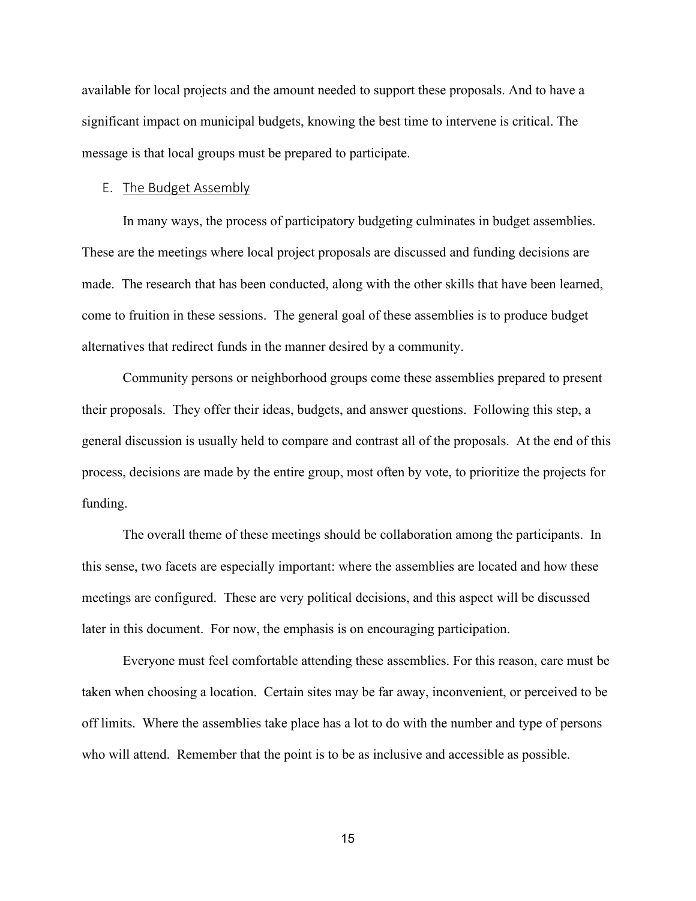available for local projects and the amount needed to support these proposals. And to have a significant impact on municipal budgets, knowing the best time to intervene is critical. The message is that local groups must be prepared to participate.

### E. The Budget Assembly

In many ways, the process of participatory budgeting culminates in budget assemblies. These are the meetings where local project proposals are discussed and funding decisions are made. The research that has been conducted, along with the other skills that have been learned, come to fruition in these sessions. The general goal of these assemblies is to produce budget alternatives that redirect funds in the manner desired by a community.

Community persons or neighborhood groups come these assemblies prepared to present their proposals. They offer their ideas, budgets, and answer questions. Following this step, a general discussion is usually held to compare and contrast all of the proposals. At the end of this process, decisions are made by the entire group, most often by vote, to prioritize the projects for funding.

The overall theme of these meetings should be collaboration among the participants. In this sense, two facets are especially important: where the assemblies are located and how these meetings are configured. These are very political decisions, and this aspect will be discussed later in this document. For now, the emphasis is on encouraging participation.

Everyone must feel comfortable attending these assemblies. For this reason, care must be taken when choosing a location. Certain sites may be far away, inconvenient, or perceived to be off limits. Where the assemblies take place has a lot to do with the number and type of persons who will attend. Remember that the point is to be as inclusive and accessible as possible.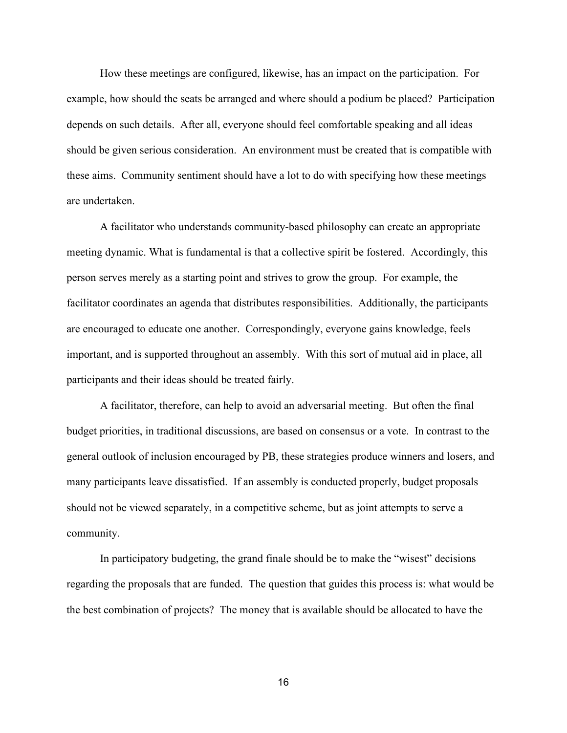How these meetings are configured, likewise, has an impact on the participation. For example, how should the seats be arranged and where should a podium be placed? Participation depends on such details. After all, everyone should feel comfortable speaking and all ideas should be given serious consideration. An environment must be created that is compatible with these aims. Community sentiment should have a lot to do with specifying how these meetings are undertaken.

A facilitator who understands community-based philosophy can create an appropriate meeting dynamic. What is fundamental is that a collective spirit be fostered. Accordingly, this person serves merely as a starting point and strives to grow the group. For example, the facilitator coordinates an agenda that distributes responsibilities. Additionally, the participants are encouraged to educate one another. Correspondingly, everyone gains knowledge, feels important, and is supported throughout an assembly. With this sort of mutual aid in place, all participants and their ideas should be treated fairly.

A facilitator, therefore, can help to avoid an adversarial meeting. But often the final budget priorities, in traditional discussions, are based on consensus or a vote. In contrast to the general outlook of inclusion encouraged by PB, these strategies produce winners and losers, and many participants leave dissatisfied. If an assembly is conducted properly, budget proposals should not be viewed separately, in a competitive scheme, but as joint attempts to serve a community.

In participatory budgeting, the grand finale should be to make the "wisest" decisions regarding the proposals that are funded. The question that guides this process is: what would be the best combination of projects? The money that is available should be allocated to have the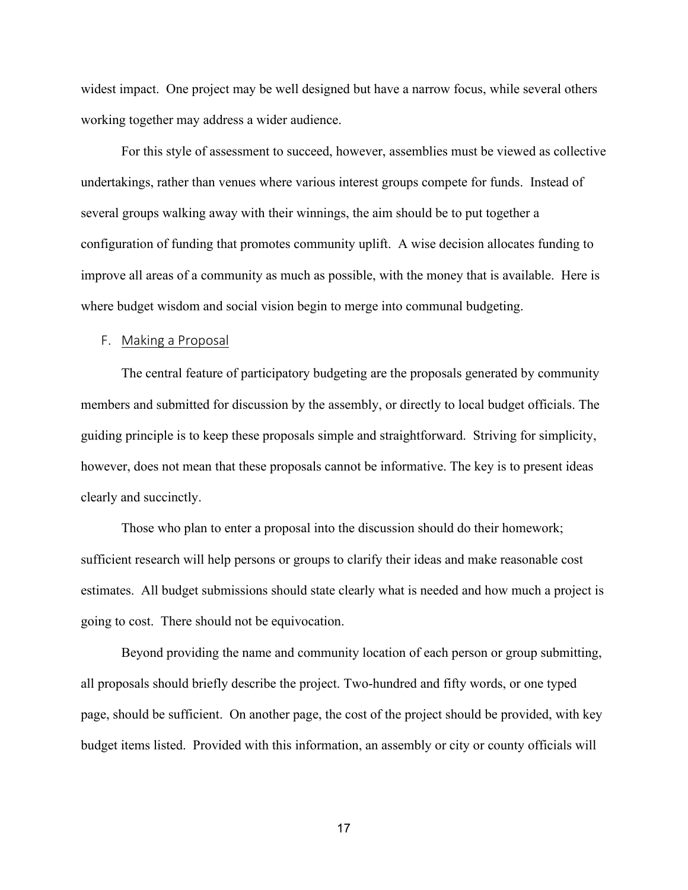widest impact. One project may be well designed but have a narrow focus, while several others working together may address a wider audience.

For this style of assessment to succeed, however, assemblies must be viewed as collective undertakings, rather than venues where various interest groups compete for funds. Instead of several groups walking away with their winnings, the aim should be to put together a configuration of funding that promotes community uplift. A wise decision allocates funding to improve all areas of a community as much as possible, with the money that is available. Here is where budget wisdom and social vision begin to merge into communal budgeting.

### F. Making a Proposal

The central feature of participatory budgeting are the proposals generated by community members and submitted for discussion by the assembly, or directly to local budget officials. The guiding principle is to keep these proposals simple and straightforward. Striving for simplicity, however, does not mean that these proposals cannot be informative. The key is to present ideas clearly and succinctly.

Those who plan to enter a proposal into the discussion should do their homework; sufficient research will help persons or groups to clarify their ideas and make reasonable cost estimates. All budget submissions should state clearly what is needed and how much a project is going to cost. There should not be equivocation.

Beyond providing the name and community location of each person or group submitting, all proposals should briefly describe the project. Two-hundred and fifty words, or one typed page, should be sufficient. On another page, the cost of the project should be provided, with key budget items listed. Provided with this information, an assembly or city or county officials will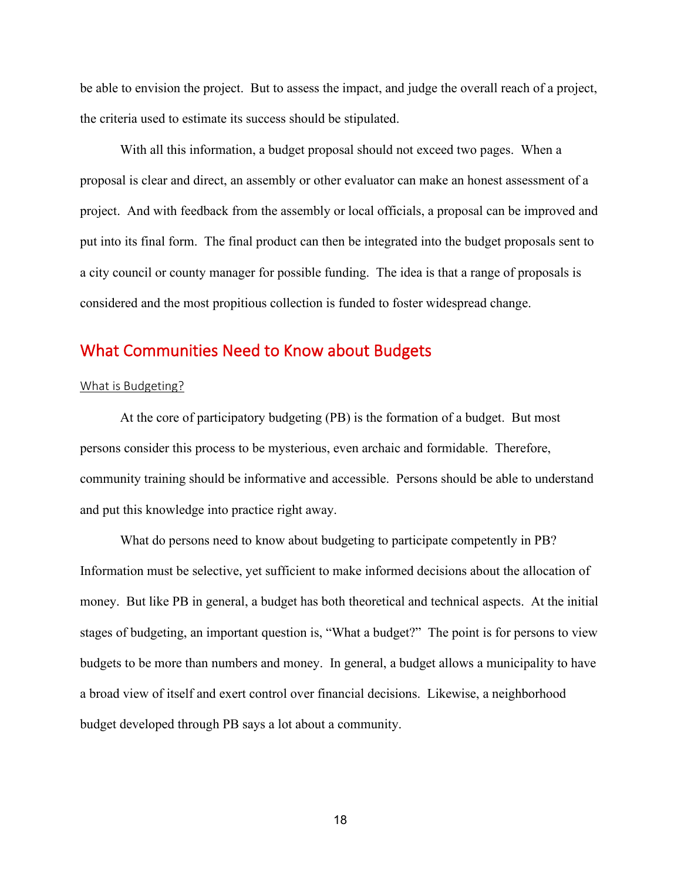be able to envision the project. But to assess the impact, and judge the overall reach of a project, the criteria used to estimate its success should be stipulated.

With all this information, a budget proposal should not exceed two pages. When a proposal is clear and direct, an assembly or other evaluator can make an honest assessment of a project. And with feedback from the assembly or local officials, a proposal can be improved and put into its final form. The final product can then be integrated into the budget proposals sent to a city council or county manager for possible funding. The idea is that a range of proposals is considered and the most propitious collection is funded to foster widespread change.

## What Communities Need to Know about Budgets

### What is Budgeting?

At the core of participatory budgeting (PB) is the formation of a budget. But most persons consider this process to be mysterious, even archaic and formidable. Therefore, community training should be informative and accessible. Persons should be able to understand and put this knowledge into practice right away.

What do persons need to know about budgeting to participate competently in PB? Information must be selective, yet sufficient to make informed decisions about the allocation of money. But like PB in general, a budget has both theoretical and technical aspects. At the initial stages of budgeting, an important question is, "What a budget?" The point is for persons to view budgets to be more than numbers and money. In general, a budget allows a municipality to have a broad view of itself and exert control over financial decisions. Likewise, a neighborhood budget developed through PB says a lot about a community.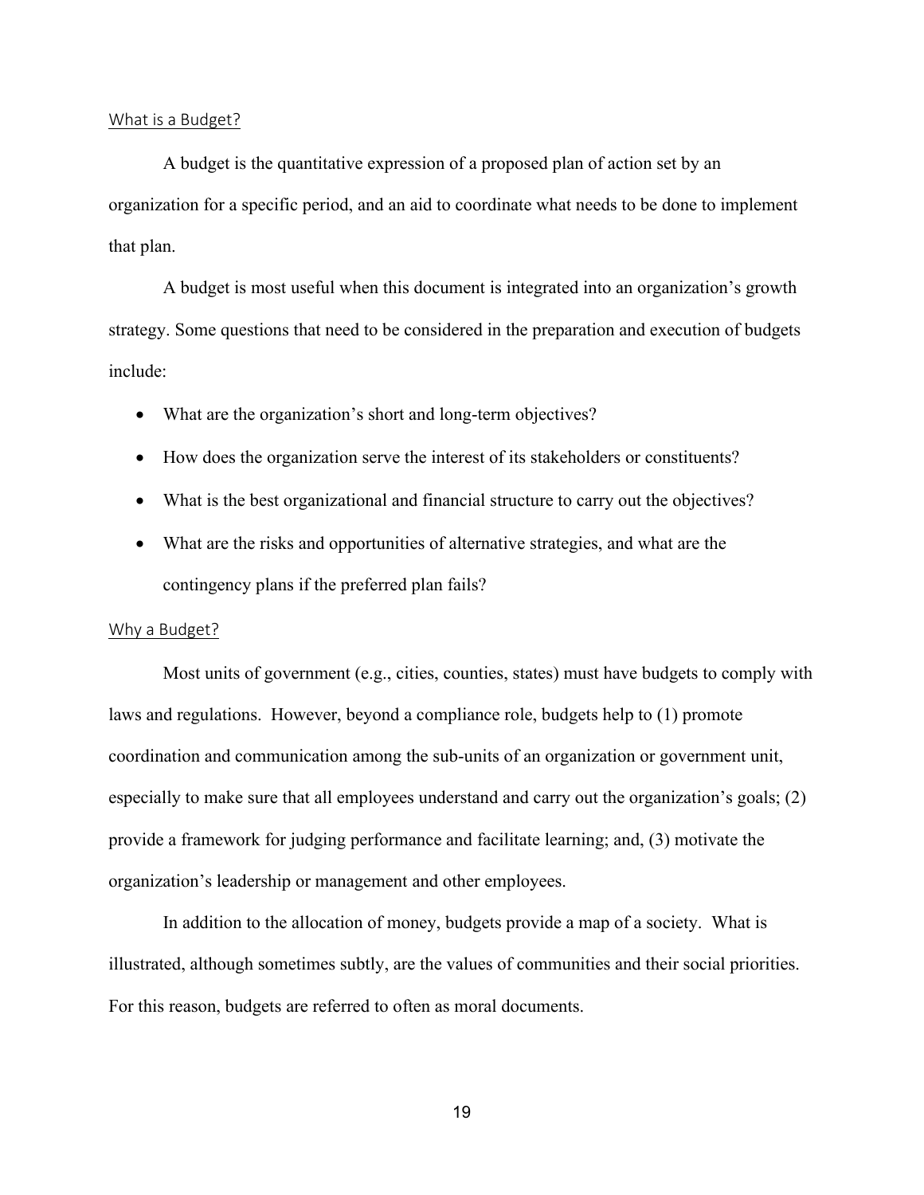## What is a Budget?

A budget is the quantitative expression of a proposed plan of action set by an organization for a specific period, and an aid to coordinate what needs to be done to implement that plan.

A budget is most useful when this document is integrated into an organization's growth strategy. Some questions that need to be considered in the preparation and execution of budgets include:

- What are the organization's short and long-term objectives?
- How does the organization serve the interest of its stakeholders or constituents?
- What is the best organizational and financial structure to carry out the objectives?
- What are the risks and opportunities of alternative strategies, and what are the contingency plans if the preferred plan fails?

## Why a Budget?

Most units of government (e.g., cities, counties, states) must have budgets to comply with laws and regulations. However, beyond a compliance role, budgets help to (1) promote coordination and communication among the sub-units of an organization or government unit, especially to make sure that all employees understand and carry out the organization's goals; (2) provide a framework for judging performance and facilitate learning; and, (3) motivate the organization's leadership or management and other employees.

In addition to the allocation of money, budgets provide a map of a society. What is illustrated, although sometimes subtly, are the values of communities and their social priorities. For this reason, budgets are referred to often as moral documents.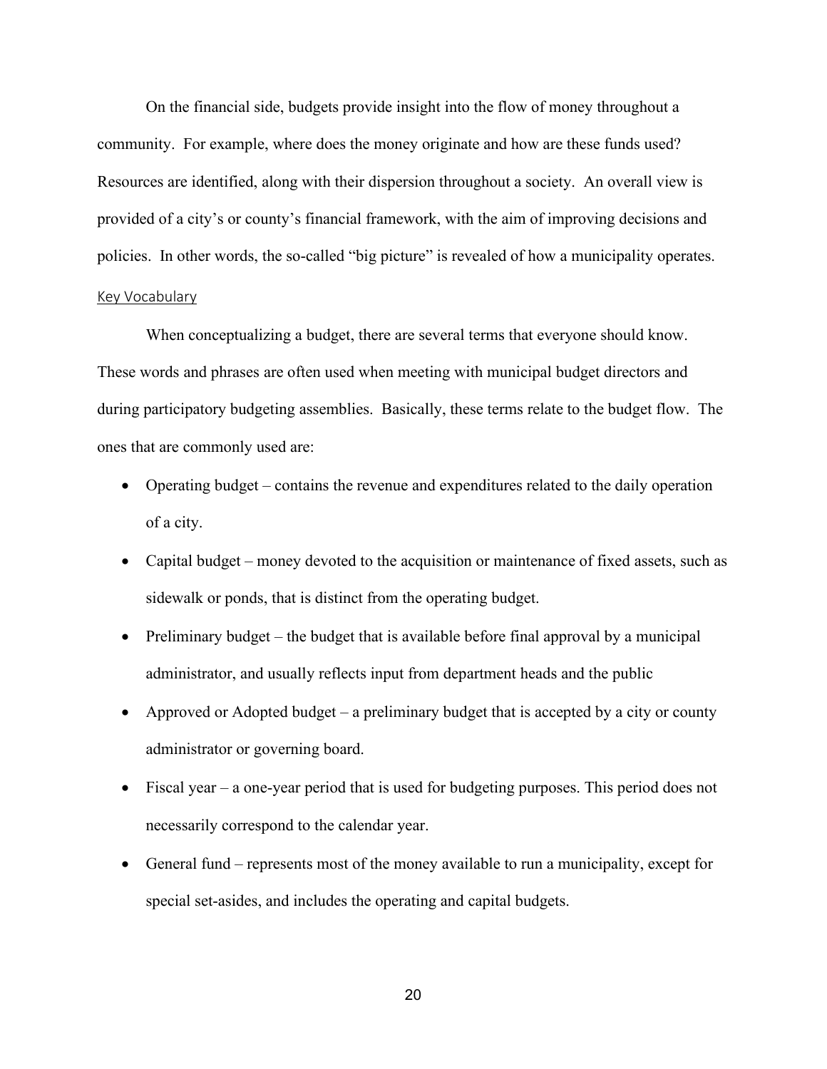On the financial side, budgets provide insight into the flow of money throughout a community. For example, where does the money originate and how are these funds used? Resources are identified, along with their dispersion throughout a society. An overall view is provided of a city's or county's financial framework, with the aim of improving decisions and policies. In other words, the so-called "big picture" is revealed of how a municipality operates.

### Key Vocabulary

When conceptualizing a budget, there are several terms that everyone should know. These words and phrases are often used when meeting with municipal budget directors and during participatory budgeting assemblies. Basically, these terms relate to the budget flow. The ones that are commonly used are:

- Operating budget – contains the revenue and expenditures related to the daily operation of a city.
- Capital budget – money devoted to the acquisition or maintenance of fixed assets, such as sidewalk or ponds, that is distinct from the operating budget.
- Preliminary budget – the budget that is available before final approval by a municipal administrator, and usually reflects input from department heads and the public
- Approved or Adopted budget – a preliminary budget that is accepted by a city or county administrator or governing board.
- Fiscal year – a one-year period that is used for budgeting purposes. This period does not necessarily correspond to the calendar year.
- General fund – represents most of the money available to run a municipality, except for special set-asides, and includes the operating and capital budgets.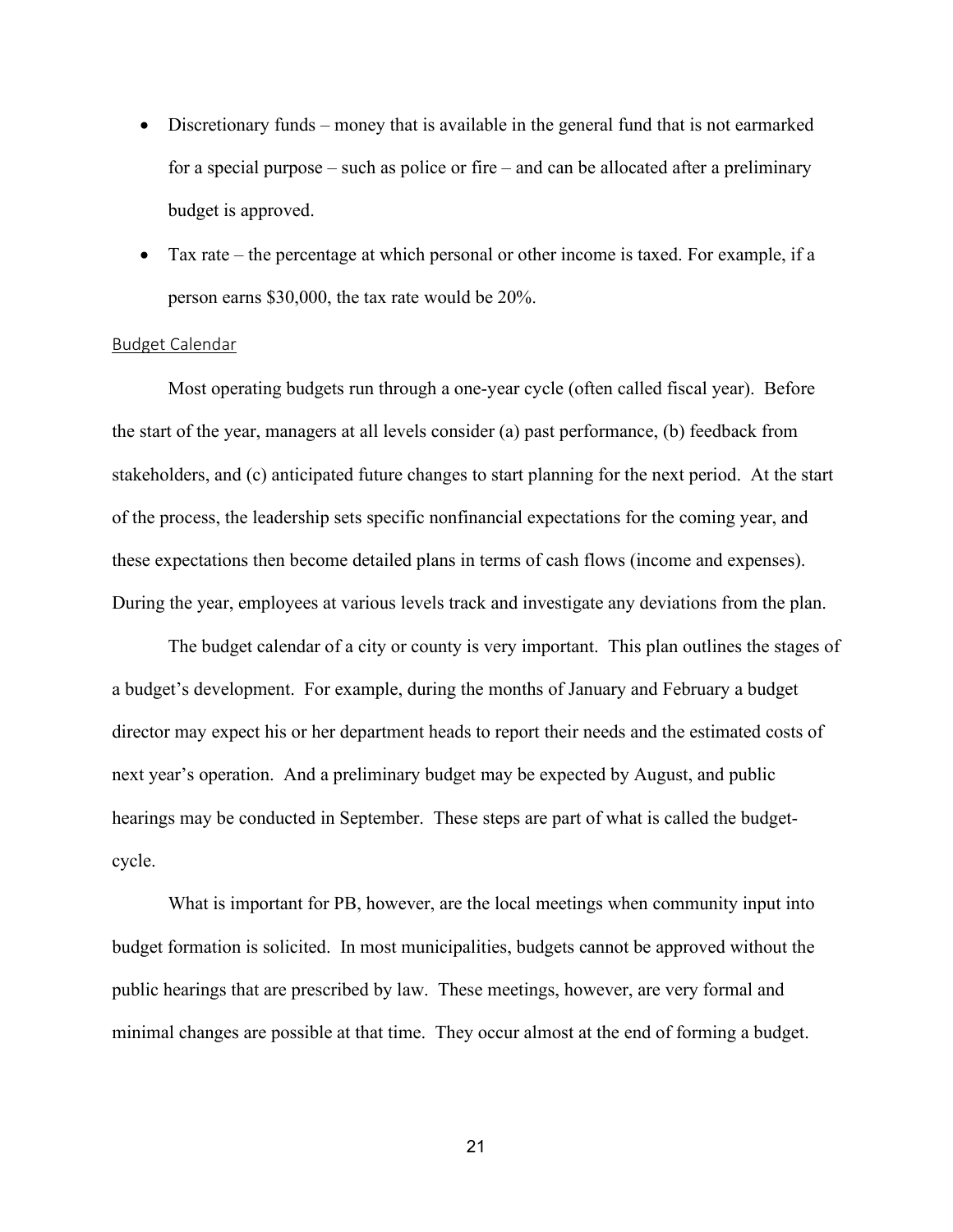- Discretionary funds – money that is available in the general fund that is not earmarked for a special purpose – such as police or fire – and can be allocated after a preliminary budget is approved.
- Tax rate – the percentage at which personal or other income is taxed. For example, if a person earns $30,000, the tax rate would be 20%.

## Budget Calendar

Most operating budgets run through a one-year cycle (often called fiscal year). Before the start of the year, managers at all levels consider (a) past performance, (b) feedback from stakeholders, and (c) anticipated future changes to start planning for the next period. At the start of the process, the leadership sets specific nonfinancial expectations for the coming year, and these expectations then become detailed plans in terms of cash flows (income and expenses). During the year, employees at various levels track and investigate any deviations from the plan.

The budget calendar of a city or county is very important. This plan outlines the stages of a budget's development. For example, during the months of January and February a budget director may expect his or her department heads to report their needs and the estimated costs of next year's operation. And a preliminary budget may be expected by August, and public hearings may be conducted in September. These steps are part of what is called the budget-cycle.

What is important for PB, however, are the local meetings when community input into budget formation is solicited. In most municipalities, budgets cannot be approved without the public hearings that are prescribed by law. These meetings, however, are very formal and minimal changes are possible at that time. They occur almost at the end of forming a budget.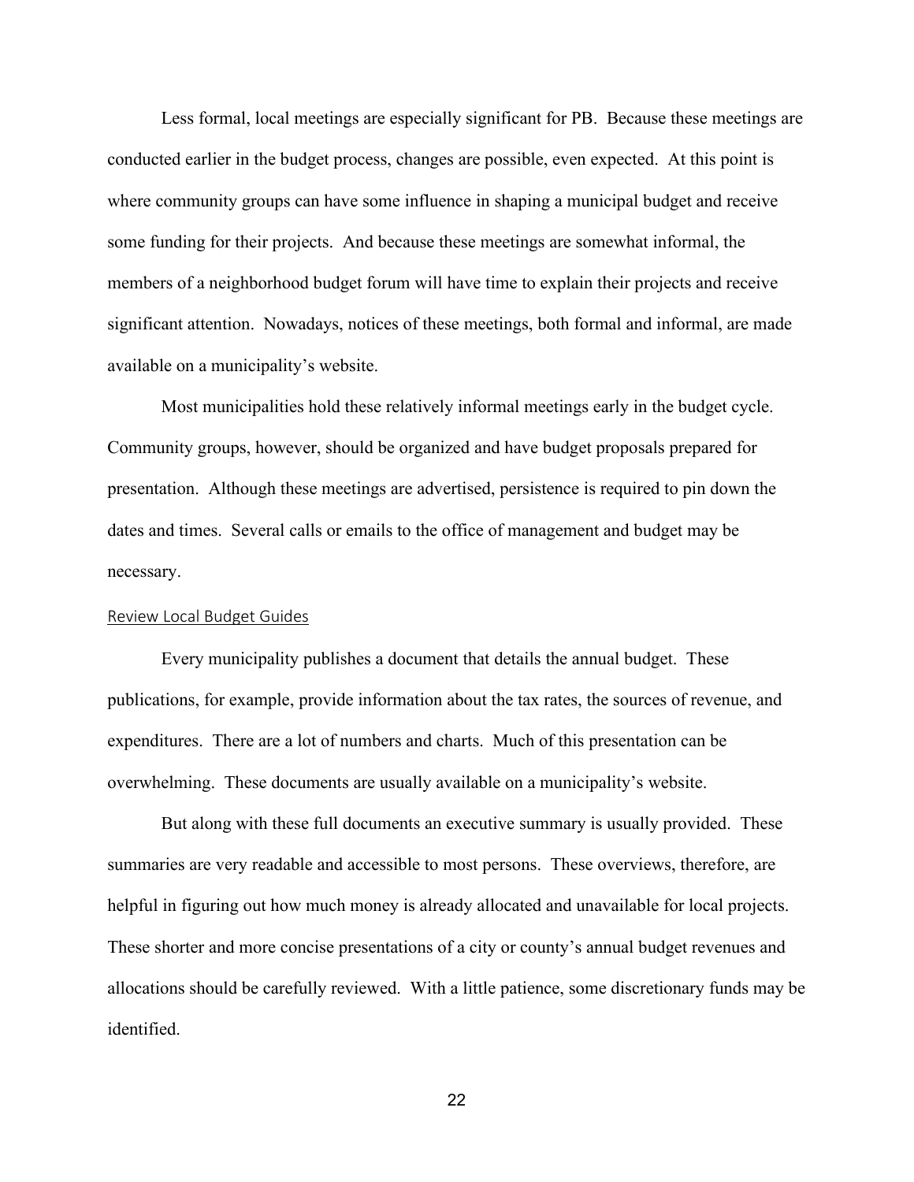Less formal, local meetings are especially significant for PB. Because these meetings are conducted earlier in the budget process, changes are possible, even expected. At this point is where community groups can have some influence in shaping a municipal budget and receive some funding for their projects. And because these meetings are somewhat informal, the members of a neighborhood budget forum will have time to explain their projects and receive significant attention. Nowadays, notices of these meetings, both formal and informal, are made available on a municipality's website.

Most municipalities hold these relatively informal meetings early in the budget cycle. Community groups, however, should be organized and have budget proposals prepared for presentation. Although these meetings are advertised, persistence is required to pin down the dates and times. Several calls or emails to the office of management and budget may be necessary.

### Review Local Budget Guides

Every municipality publishes a document that details the annual budget. These publications, for example, provide information about the tax rates, the sources of revenue, and expenditures. There are a lot of numbers and charts. Much of this presentation can be overwhelming. These documents are usually available on a municipality's website.

But along with these full documents an executive summary is usually provided. These summaries are very readable and accessible to most persons. These overviews, therefore, are helpful in figuring out how much money is already allocated and unavailable for local projects. These shorter and more concise presentations of a city or county's annual budget revenues and allocations should be carefully reviewed. With a little patience, some discretionary funds may be identified.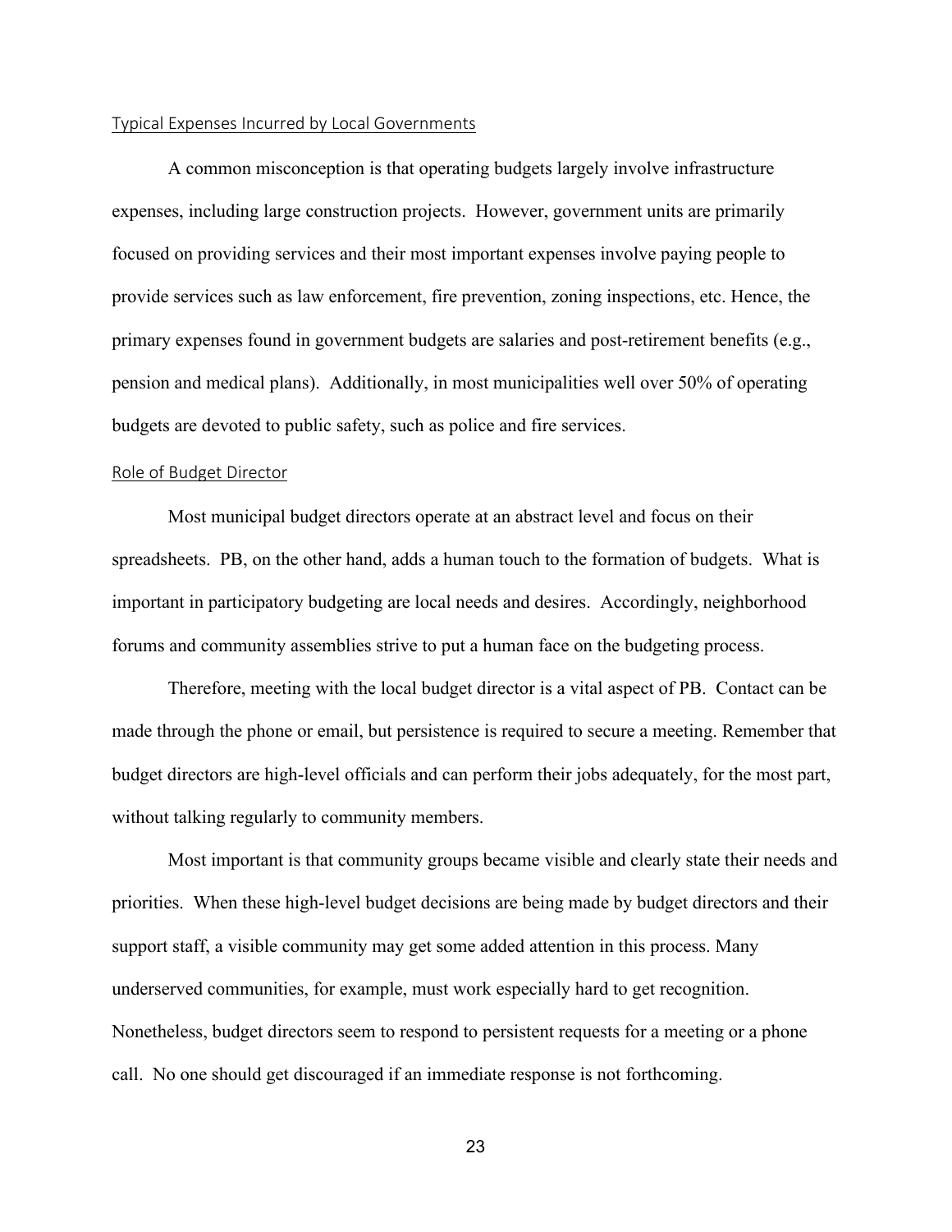## Typical Expenses Incurred by Local Governments

A common misconception is that operating budgets largely involve infrastructure expenses, including large construction projects. However, government units are primarily focused on providing services and their most important expenses involve paying people to provide services such as law enforcement, fire prevention, zoning inspections, etc. Hence, the primary expenses found in government budgets are salaries and post-retirement benefits (e.g., pension and medical plans). Additionally, in most municipalities well over 50% of operating budgets are devoted to public safety, such as police and fire services.

## Role of Budget Director

Most municipal budget directors operate at an abstract level and focus on their spreadsheets. PB, on the other hand, adds a human touch to the formation of budgets. What is important in participatory budgeting are local needs and desires. Accordingly, neighborhood forums and community assemblies strive to put a human face on the budgeting process.

Therefore, meeting with the local budget director is a vital aspect of PB. Contact can be made through the phone or email, but persistence is required to secure a meeting. Remember that budget directors are high-level officials and can perform their jobs adequately, for the most part, without talking regularly to community members.

Most important is that community groups became visible and clearly state their needs and priorities. When these high-level budget decisions are being made by budget directors and their support staff, a visible community may get some added attention in this process. Many underserved communities, for example, must work especially hard to get recognition. Nonetheless, budget directors seem to respond to persistent requests for a meeting or a phone call. No one should get discouraged if an immediate response is not forthcoming.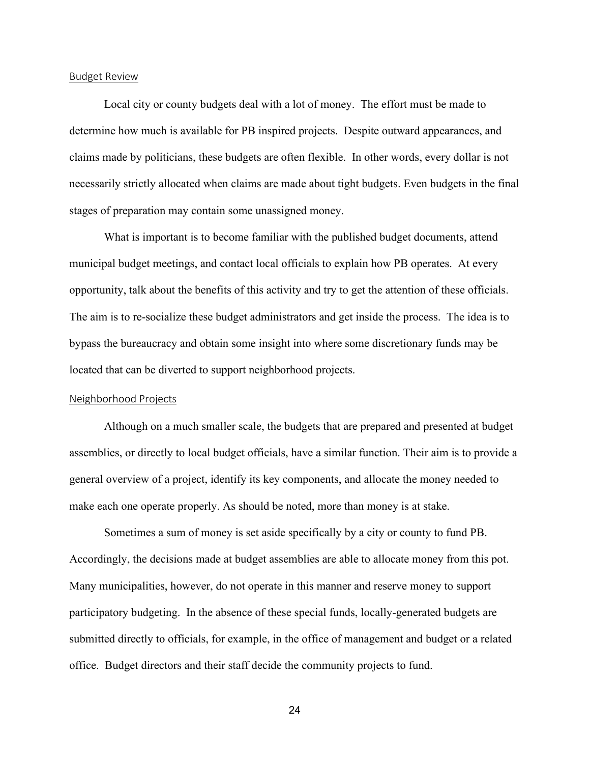## Budget Review

Local city or county budgets deal with a lot of money. The effort must be made to determine how much is available for PB inspired projects. Despite outward appearances, and claims made by politicians, these budgets are often flexible. In other words, every dollar is not necessarily strictly allocated when claims are made about tight budgets. Even budgets in the final stages of preparation may contain some unassigned money.

What is important is to become familiar with the published budget documents, attend municipal budget meetings, and contact local officials to explain how PB operates. At every opportunity, talk about the benefits of this activity and try to get the attention of these officials. The aim is to re-socialize these budget administrators and get inside the process. The idea is to bypass the bureaucracy and obtain some insight into where some discretionary funds may be located that can be diverted to support neighborhood projects.

## Neighborhood Projects

Although on a much smaller scale, the budgets that are prepared and presented at budget assemblies, or directly to local budget officials, have a similar function. Their aim is to provide a general overview of a project, identify its key components, and allocate the money needed to make each one operate properly. As should be noted, more than money is at stake.

Sometimes a sum of money is set aside specifically by a city or county to fund PB. Accordingly, the decisions made at budget assemblies are able to allocate money from this pot. Many municipalities, however, do not operate in this manner and reserve money to support participatory budgeting. In the absence of these special funds, locally-generated budgets are submitted directly to officials, for example, in the office of management and budget or a related office. Budget directors and their staff decide the community projects to fund.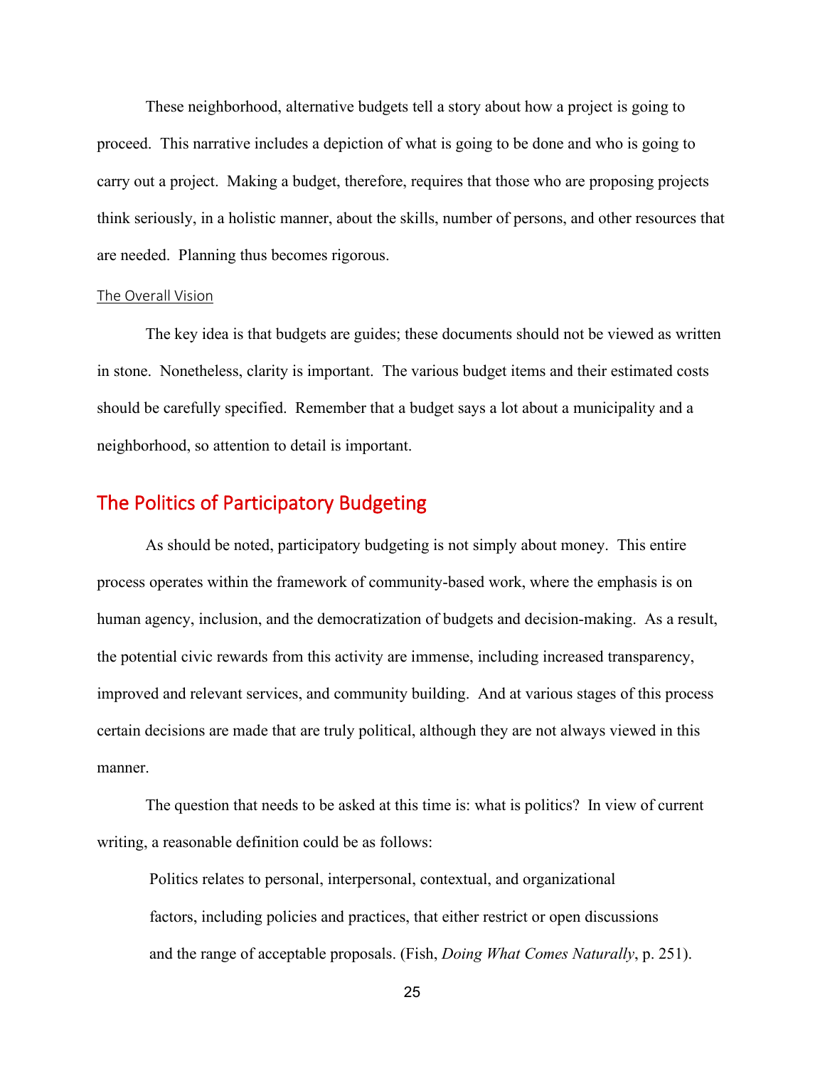These neighborhood, alternative budgets tell a story about how a project is going to proceed. This narrative includes a depiction of what is going to be done and who is going to carry out a project. Making a budget, therefore, requires that those who are proposing projects think seriously, in a holistic manner, about the skills, number of persons, and other resources that are needed. Planning thus becomes rigorous.

### The Overall Vision

The key idea is that budgets are guides; these documents should not be viewed as written in stone. Nonetheless, clarity is important. The various budget items and their estimated costs should be carefully specified. Remember that a budget says a lot about a municipality and a neighborhood, so attention to detail is important.

## The Politics of Participatory Budgeting

As should be noted, participatory budgeting is not simply about money. This entire process operates within the framework of community-based work, where the emphasis is on human agency, inclusion, and the democratization of budgets and decision-making. As a result, the potential civic rewards from this activity are immense, including increased transparency, improved and relevant services, and community building. And at various stages of this process certain decisions are made that are truly political, although they are not always viewed in this manner.

The question that needs to be asked at this time is: what is politics? In view of current writing, a reasonable definition could be as follows:

> Politics relates to personal, interpersonal, contextual, and organizational factors, including policies and practices, that either restrict or open discussions and the range of acceptable proposals. (Fish, *Doing What Comes Naturally*, p. 251).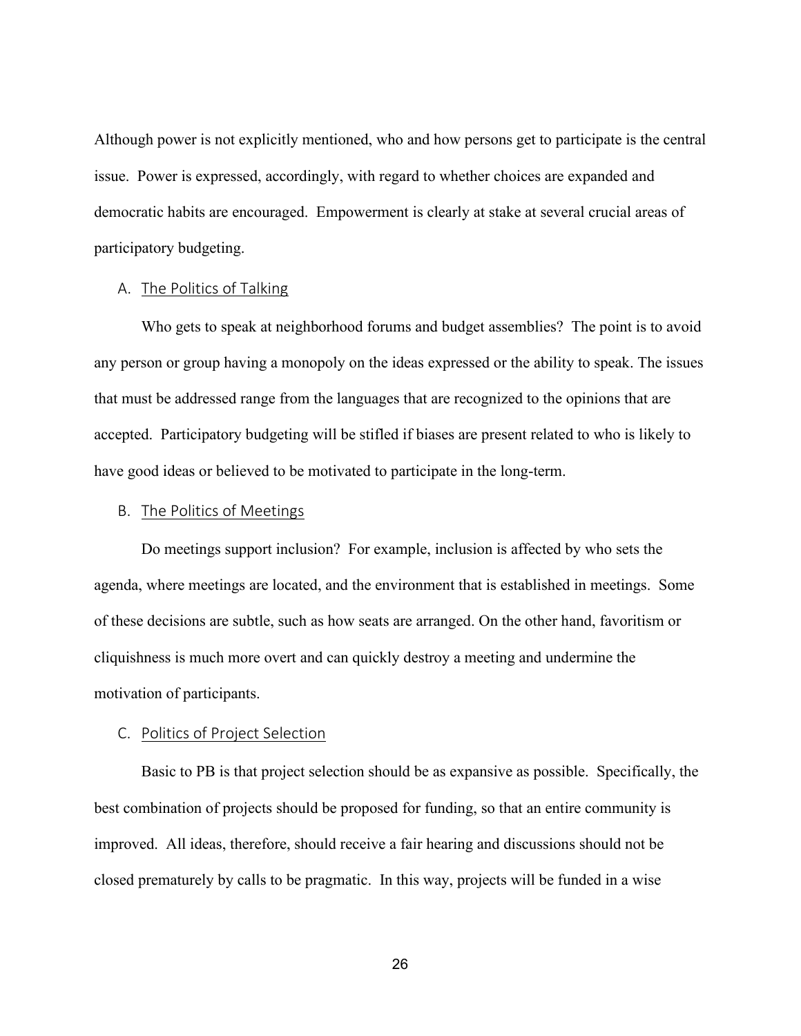Although power is not explicitly mentioned, who and how persons get to participate is the central issue. Power is expressed, accordingly, with regard to whether choices are expanded and democratic habits are encouraged. Empowerment is clearly at stake at several crucial areas of participatory budgeting.

### A. The Politics of Talking

Who gets to speak at neighborhood forums and budget assemblies? The point is to avoid any person or group having a monopoly on the ideas expressed or the ability to speak. The issues that must be addressed range from the languages that are recognized to the opinions that are accepted. Participatory budgeting will be stifled if biases are present related to who is likely to have good ideas or believed to be motivated to participate in the long-term.

### B. The Politics of Meetings

Do meetings support inclusion? For example, inclusion is affected by who sets the agenda, where meetings are located, and the environment that is established in meetings. Some of these decisions are subtle, such as how seats are arranged. On the other hand, favoritism or cliquishness is much more overt and can quickly destroy a meeting and undermine the motivation of participants.

### C. Politics of Project Selection

Basic to PB is that project selection should be as expansive as possible. Specifically, the best combination of projects should be proposed for funding, so that an entire community is improved. All ideas, therefore, should receive a fair hearing and discussions should not be closed prematurely by calls to be pragmatic. In this way, projects will be funded in a wise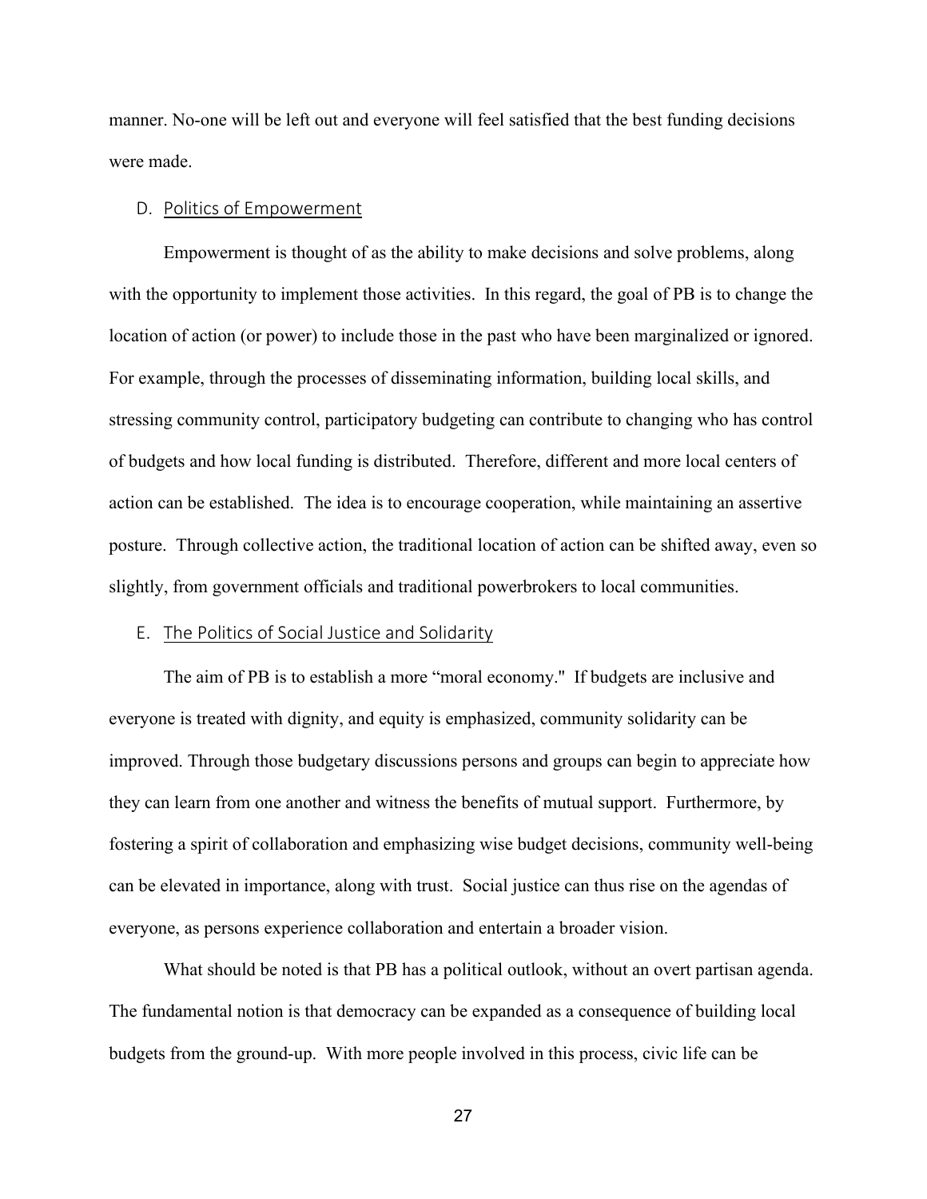manner. No-one will be left out and everyone will feel satisfied that the best funding decisions were made.

### D. Politics of Empowerment

Empowerment is thought of as the ability to make decisions and solve problems, along with the opportunity to implement those activities. In this regard, the goal of PB is to change the location of action (or power) to include those in the past who have been marginalized or ignored. For example, through the processes of disseminating information, building local skills, and stressing community control, participatory budgeting can contribute to changing who has control of budgets and how local funding is distributed. Therefore, different and more local centers of action can be established. The idea is to encourage cooperation, while maintaining an assertive posture. Through collective action, the traditional location of action can be shifted away, even so slightly, from government officials and traditional powerbrokers to local communities.

### E. The Politics of Social Justice and Solidarity

The aim of PB is to establish a more "moral economy." If budgets are inclusive and everyone is treated with dignity, and equity is emphasized, community solidarity can be improved. Through those budgetary discussions persons and groups can begin to appreciate how they can learn from one another and witness the benefits of mutual support. Furthermore, by fostering a spirit of collaboration and emphasizing wise budget decisions, community well-being can be elevated in importance, along with trust. Social justice can thus rise on the agendas of everyone, as persons experience collaboration and entertain a broader vision.

What should be noted is that PB has a political outlook, without an overt partisan agenda. The fundamental notion is that democracy can be expanded as a consequence of building local budgets from the ground-up. With more people involved in this process, civic life can be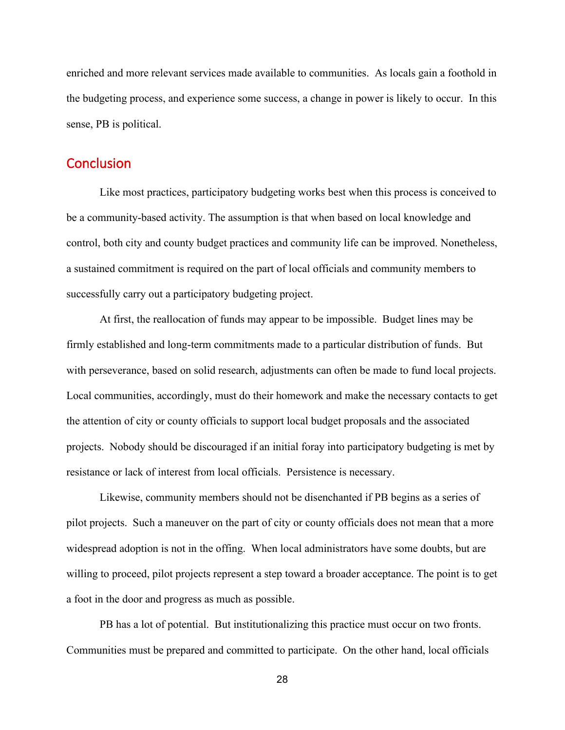enriched and more relevant services made available to communities. As locals gain a foothold in the budgeting process, and experience some success, a change in power is likely to occur. In this sense, PB is political.

## Conclusion

Like most practices, participatory budgeting works best when this process is conceived to be a community-based activity. The assumption is that when based on local knowledge and control, both city and county budget practices and community life can be improved. Nonetheless, a sustained commitment is required on the part of local officials and community members to successfully carry out a participatory budgeting project.

At first, the reallocation of funds may appear to be impossible. Budget lines may be firmly established and long-term commitments made to a particular distribution of funds. But with perseverance, based on solid research, adjustments can often be made to fund local projects. Local communities, accordingly, must do their homework and make the necessary contacts to get the attention of city or county officials to support local budget proposals and the associated projects. Nobody should be discouraged if an initial foray into participatory budgeting is met by resistance or lack of interest from local officials. Persistence is necessary.

Likewise, community members should not be disenchanted if PB begins as a series of pilot projects. Such a maneuver on the part of city or county officials does not mean that a more widespread adoption is not in the offing. When local administrators have some doubts, but are willing to proceed, pilot projects represent a step toward a broader acceptance. The point is to get a foot in the door and progress as much as possible.

PB has a lot of potential. But institutionalizing this practice must occur on two fronts. Communities must be prepared and committed to participate. On the other hand, local officials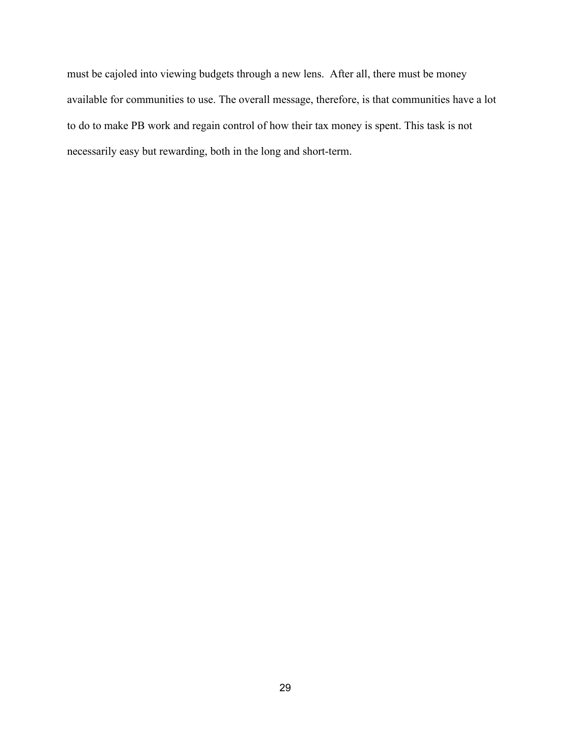must be cajoled into viewing budgets through a new lens.  After all, there must be money available for communities to use. The overall message, therefore, is that communities have a lot to do to make PB work and regain control of how their tax money is spent. This task is not necessarily easy but rewarding, both in the long and short-term.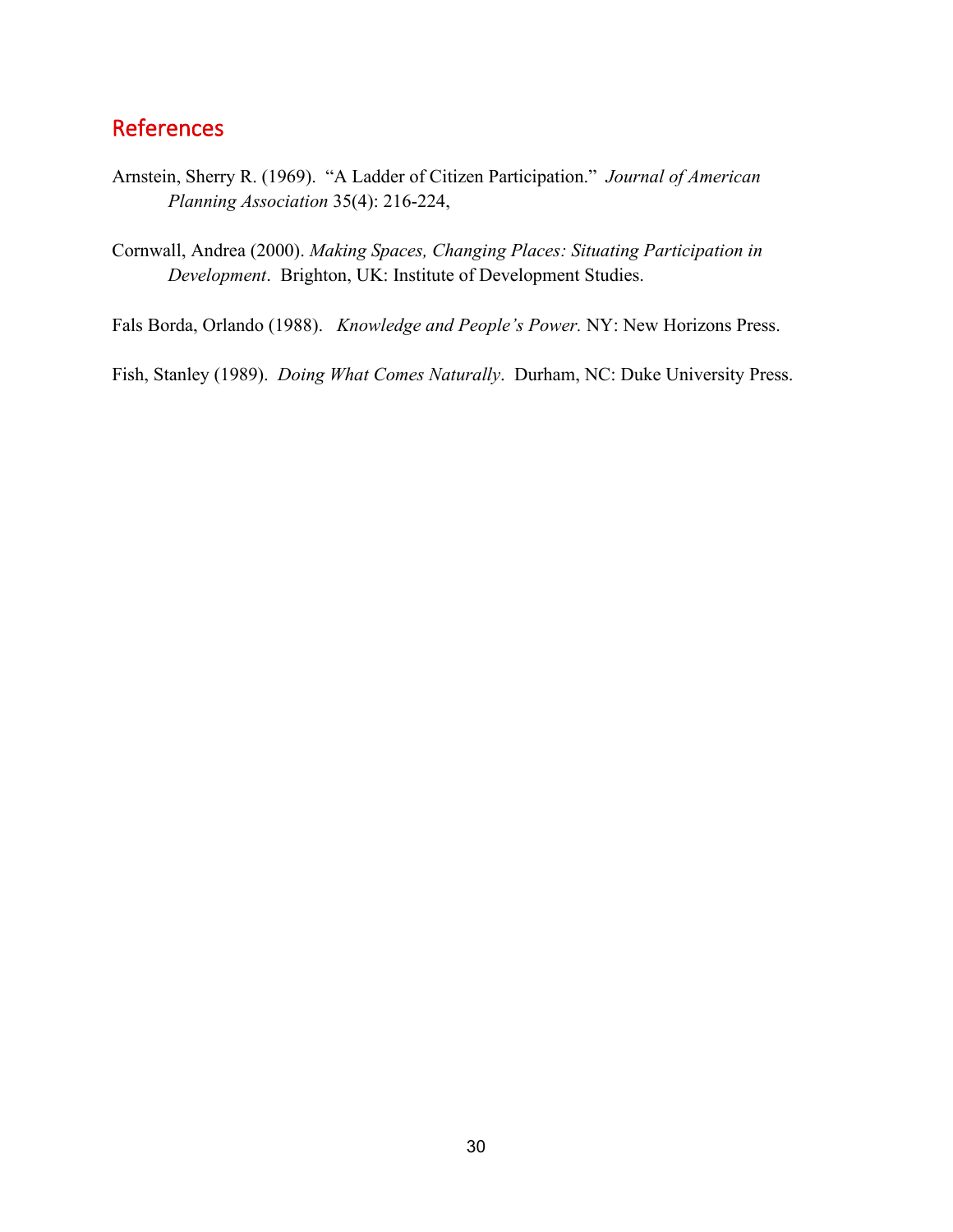## References

Arnstein, Sherry R. (1969). "A Ladder of Citizen Participation." *Journal of American Planning Association* 35(4): 216-224,

Cornwall, Andrea (2000). *Making Spaces, Changing Places: Situating Participation in Development*. Brighton, UK: Institute of Development Studies.

Fals Borda, Orlando (1988). *Knowledge and People's Power.* NY: New Horizons Press.

Fish, Stanley (1989). *Doing What Comes Naturally*. Durham, NC: Duke University Press.